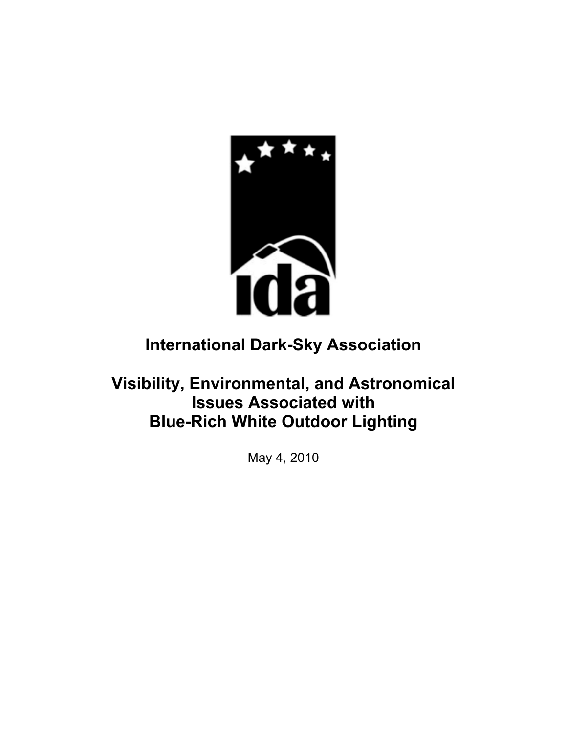# International Dark-Sky Association

# Visibility, Environmental, and Astronomical Issues Associated with Blue-Rich White Outdoor Lighting

May 4, 2010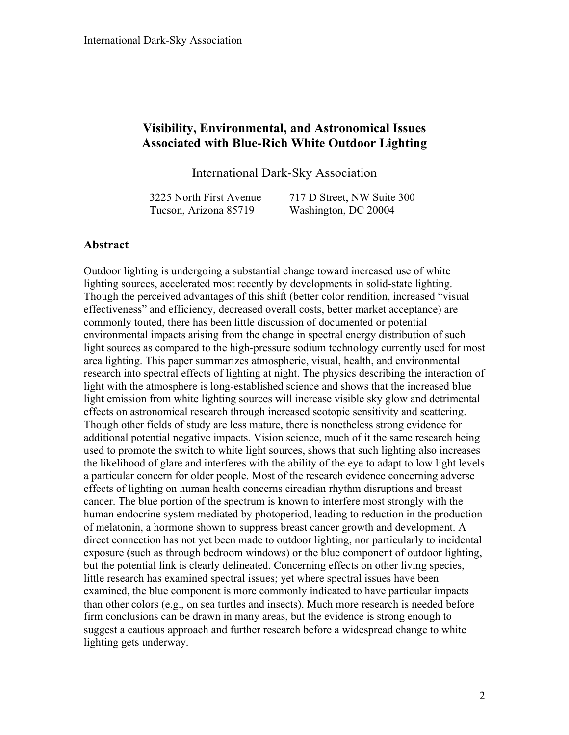# Visibility, Environmental, and Astronomical Issues Associated with Blue-Rich White Outdoor Lighting

International Dark-Sky Association

3225 North First Avenue
Tucson, Arizona 85719

717 D Street, NW Suite 300
Washington, DC 20004

## Abstract

Outdoor lighting is undergoing a substantial change toward increased use of white lighting sources, accelerated most recently by developments in solid-state lighting. Though the perceived advantages of this shift (better color rendition, increased "visual effectiveness" and efficiency, decreased overall costs, better market acceptance) are commonly touted, there has been little discussion of documented or potential environmental impacts arising from the change in spectral energy distribution of such light sources as compared to the high-pressure sodium technology currently used for most area lighting. This paper summarizes atmospheric, visual, health, and environmental research into spectral effects of lighting at night. The physics describing the interaction of light with the atmosphere is long-established science and shows that the increased blue light emission from white lighting sources will increase visible sky glow and detrimental effects on astronomical research through increased scotopic sensitivity and scattering. Though other fields of study are less mature, there is nonetheless strong evidence for additional potential negative impacts. Vision science, much of it the same research being used to promote the switch to white light sources, shows that such lighting also increases the likelihood of glare and interferes with the ability of the eye to adapt to low light levels a particular concern for older people. Most of the research evidence concerning adverse effects of lighting on human health concerns circadian rhythm disruptions and breast cancer. The blue portion of the spectrum is known to interfere most strongly with the human endocrine system mediated by photoperiod, leading to reduction in the production of melatonin, a hormone shown to suppress breast cancer growth and development. A direct connection has not yet been made to outdoor lighting, nor particularly to incidental exposure (such as through bedroom windows) or the blue component of outdoor lighting, but the potential link is clearly delineated. Concerning effects on other living species, little research has examined spectral issues; yet where spectral issues have been examined, the blue component is more commonly indicated to have particular impacts than other colors (e.g., on sea turtles and insects). Much more research is needed before firm conclusions can be drawn in many areas, but the evidence is strong enough to suggest a cautious approach and further research before a widespread change to white lighting gets underway.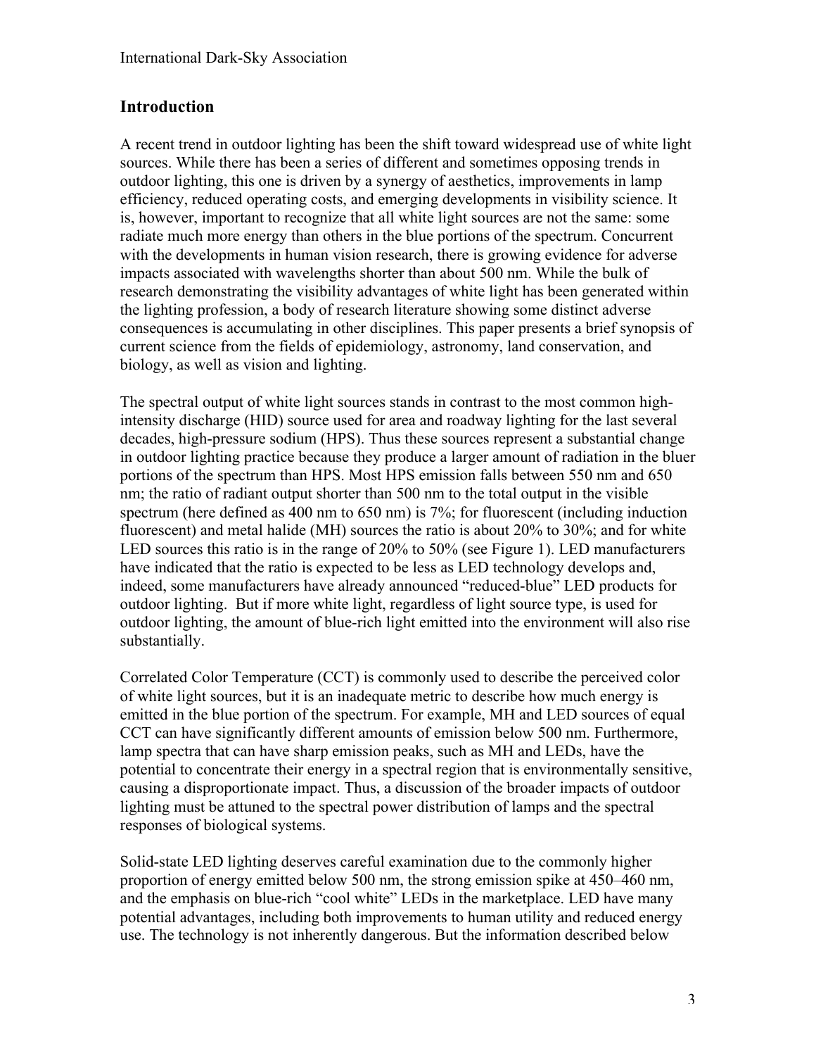## Introduction

A recent trend in outdoor lighting has been the shift toward widespread use of white light sources. While there has been a series of different and sometimes opposing trends in outdoor lighting, this one is driven by a synergy of aesthetics, improvements in lamp efficiency, reduced operating costs, and emerging developments in visibility science. It is, however, important to recognize that all white light sources are not the same: some radiate much more energy than others in the blue portions of the spectrum. Concurrent with the developments in human vision research, there is growing evidence for adverse impacts associated with wavelengths shorter than about 500 nm. While the bulk of research demonstrating the visibility advantages of white light has been generated within the lighting profession, a body of research literature showing some distinct adverse consequences is accumulating in other disciplines. This paper presents a brief synopsis of current science from the fields of epidemiology, astronomy, land conservation, and biology, as well as vision and lighting.

The spectral output of white light sources stands in contrast to the most common high-intensity discharge (HID) source used for area and roadway lighting for the last several decades, high-pressure sodium (HPS). Thus these sources represent a substantial change in outdoor lighting practice because they produce a larger amount of radiation in the bluer portions of the spectrum than HPS. Most HPS emission falls between 550 nm and 650 nm; the ratio of radiant output shorter than 500 nm to the total output in the visible spectrum (here defined as 400 nm to 650 nm) is 7%; for fluorescent (including induction fluorescent) and metal halide (MH) sources the ratio is about 20% to 30%; and for white LED sources this ratio is in the range of 20% to 50% (see Figure 1). LED manufacturers have indicated that the ratio is expected to be less as LED technology develops and, indeed, some manufacturers have already announced "reduced-blue" LED products for outdoor lighting. But if more white light, regardless of light source type, is used for outdoor lighting, the amount of blue-rich light emitted into the environment will also rise substantially.

Correlated Color Temperature (CCT) is commonly used to describe the perceived color of white light sources, but it is an inadequate metric to describe how much energy is emitted in the blue portion of the spectrum. For example, MH and LED sources of equal CCT can have significantly different amounts of emission below 500 nm. Furthermore, lamp spectra that can have sharp emission peaks, such as MH and LEDs, have the potential to concentrate their energy in a spectral region that is environmentally sensitive, causing a disproportionate impact. Thus, a discussion of the broader impacts of outdoor lighting must be attuned to the spectral power distribution of lamps and the spectral responses of biological systems.

Solid-state LED lighting deserves careful examination due to the commonly higher proportion of energy emitted below 500 nm, the strong emission spike at 450–460 nm, and the emphasis on blue-rich "cool white" LEDs in the marketplace. LED have many potential advantages, including both improvements to human utility and reduced energy use. The technology is not inherently dangerous. But the information described below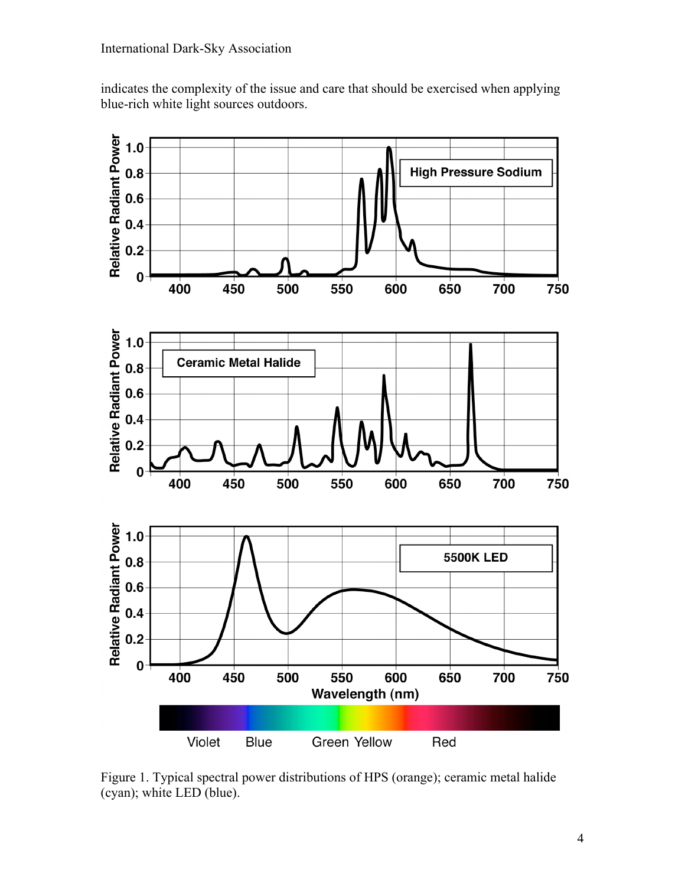indicates the complexity of the issue and care that should be exercised when applying blue-rich white light sources outdoors.

Figure 1. Typical spectral power distributions of HPS (orange); ceramic metal halide (cyan); white LED (blue).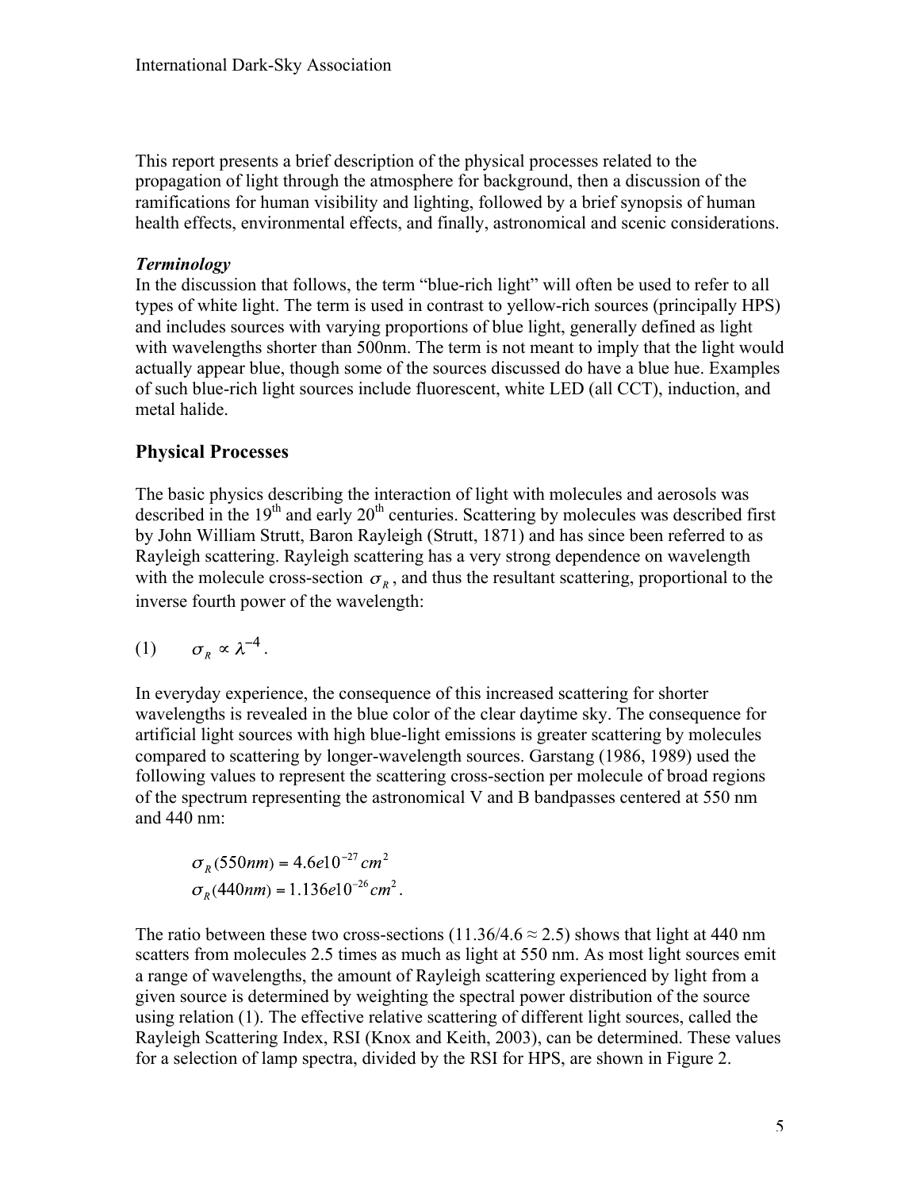This report presents a brief description of the physical processes related to the propagation of light through the atmosphere for background, then a discussion of the ramifications for human visibility and lighting, followed by a brief synopsis of human health effects, environmental effects, and finally, astronomical and scenic considerations.

***Terminology***

In the discussion that follows, the term "blue-rich light" will often be used to refer to all types of white light. The term is used in contrast to yellow-rich sources (principally HPS) and includes sources with varying proportions of blue light, generally defined as light with wavelengths shorter than 500nm. The term is not meant to imply that the light would actually appear blue, though some of the sources discussed do have a blue hue. Examples of such blue-rich light sources include fluorescent, white LED (all CCT), induction, and metal halide.

## Physical Processes

The basic physics describing the interaction of light with molecules and aerosols was described in the 19th and early 20th centuries. Scattering by molecules was described first by John William Strutt, Baron Rayleigh (Strutt, 1871) and has since been referred to as Rayleigh scattering. Rayleigh scattering has a very strong dependence on wavelength with the molecule cross-section $\sigma_R$, and thus the resultant scattering, proportional to the inverse fourth power of the wavelength:

$$(1) \qquad \sigma_R \propto \lambda^{-4}.$$

In everyday experience, the consequence of this increased scattering for shorter wavelengths is revealed in the blue color of the clear daytime sky. The consequence for artificial light sources with high blue-light emissions is greater scattering by molecules compared to scattering by longer-wavelength sources. Garstang (1986, 1989) used the following values to represent the scattering cross-section per molecule of broad regions of the spectrum representing the astronomical V and B bandpasses centered at 550 nm and 440 nm:

$$\sigma_R(550nm) = 4.6e10^{-27}\,cm^2$$
$$\sigma_R(440nm) = 1.136e10^{-26}\,cm^2.$$

The ratio between these two cross-sections (11.36/4.6 ≈ 2.5) shows that light at 440 nm scatters from molecules 2.5 times as much as light at 550 nm. As most light sources emit a range of wavelengths, the amount of Rayleigh scattering experienced by light from a given source is determined by weighting the spectral power distribution of the source using relation (1). The effective relative scattering of different light sources, called the Rayleigh Scattering Index, RSI (Knox and Keith, 2003), can be determined. These values for a selection of lamp spectra, divided by the RSI for HPS, are shown in Figure 2.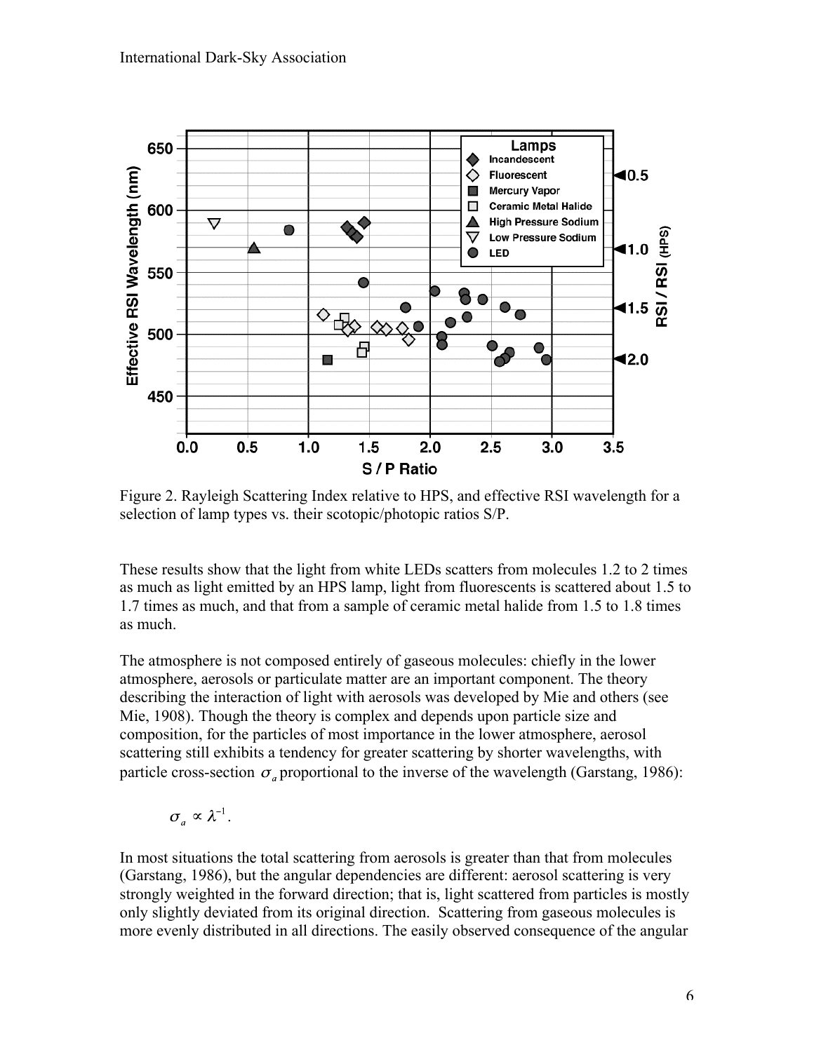Figure 2. Rayleigh Scattering Index relative to HPS, and effective RSI wavelength for a selection of lamp types vs. their scotopic/photopic ratios S/P.

These results show that the light from white LEDs scatters from molecules 1.2 to 2 times as much as light emitted by an HPS lamp, light from fluorescents is scattered about 1.5 to 1.7 times as much, and that from a sample of ceramic metal halide from 1.5 to 1.8 times as much.

The atmosphere is not composed entirely of gaseous molecules: chiefly in the lower atmosphere, aerosols or particulate matter are an important component. The theory describing the interaction of light with aerosols was developed by Mie and others (see Mie, 1908). Though the theory is complex and depends upon particle size and composition, for the particles of most importance in the lower atmosphere, aerosol scattering still exhibits a tendency for greater scattering by shorter wavelengths, with particle cross-section $\sigma_a$ proportional to the inverse of the wavelength (Garstang, 1986):

$$\sigma_a \propto \lambda^{-1}.$$

In most situations the total scattering from aerosols is greater than that from molecules (Garstang, 1986), but the angular dependencies are different: aerosol scattering is very strongly weighted in the forward direction; that is, light scattered from particles is mostly only slightly deviated from its original direction. Scattering from gaseous molecules is more evenly distributed in all directions. The easily observed consequence of the angular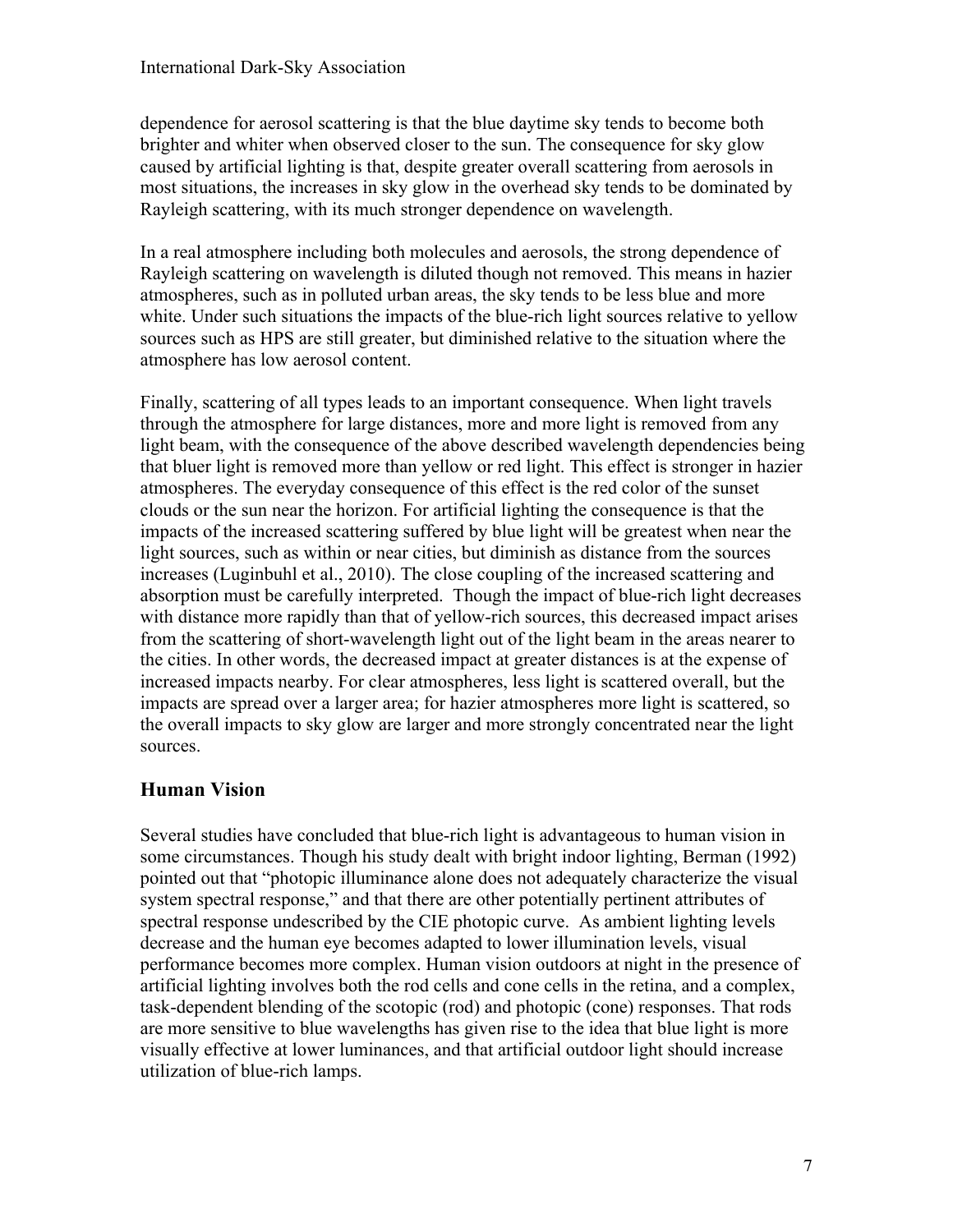dependence for aerosol scattering is that the blue daytime sky tends to become both brighter and whiter when observed closer to the sun. The consequence for sky glow caused by artificial lighting is that, despite greater overall scattering from aerosols in most situations, the increases in sky glow in the overhead sky tends to be dominated by Rayleigh scattering, with its much stronger dependence on wavelength.

In a real atmosphere including both molecules and aerosols, the strong dependence of Rayleigh scattering on wavelength is diluted though not removed. This means in hazier atmospheres, such as in polluted urban areas, the sky tends to be less blue and more white. Under such situations the impacts of the blue-rich light sources relative to yellow sources such as HPS are still greater, but diminished relative to the situation where the atmosphere has low aerosol content.

Finally, scattering of all types leads to an important consequence. When light travels through the atmosphere for large distances, more and more light is removed from any light beam, with the consequence of the above described wavelength dependencies being that bluer light is removed more than yellow or red light. This effect is stronger in hazier atmospheres. The everyday consequence of this effect is the red color of the sunset clouds or the sun near the horizon. For artificial lighting the consequence is that the impacts of the increased scattering suffered by blue light will be greatest when near the light sources, such as within or near cities, but diminish as distance from the sources increases (Luginbuhl et al., 2010). The close coupling of the increased scattering and absorption must be carefully interpreted. Though the impact of blue-rich light decreases with distance more rapidly than that of yellow-rich sources, this decreased impact arises from the scattering of short-wavelength light out of the light beam in the areas nearer to the cities. In other words, the decreased impact at greater distances is at the expense of increased impacts nearby. For clear atmospheres, less light is scattered overall, but the impacts are spread over a larger area; for hazier atmospheres more light is scattered, so the overall impacts to sky glow are larger and more strongly concentrated near the light sources.

## Human Vision

Several studies have concluded that blue-rich light is advantageous to human vision in some circumstances. Though his study dealt with bright indoor lighting, Berman (1992) pointed out that "photopic illuminance alone does not adequately characterize the visual system spectral response," and that there are other potentially pertinent attributes of spectral response undescribed by the CIE photopic curve. As ambient lighting levels decrease and the human eye becomes adapted to lower illumination levels, visual performance becomes more complex. Human vision outdoors at night in the presence of artificial lighting involves both the rod cells and cone cells in the retina, and a complex, task-dependent blending of the scotopic (rod) and photopic (cone) responses. That rods are more sensitive to blue wavelengths has given rise to the idea that blue light is more visually effective at lower luminances, and that artificial outdoor light should increase utilization of blue-rich lamps.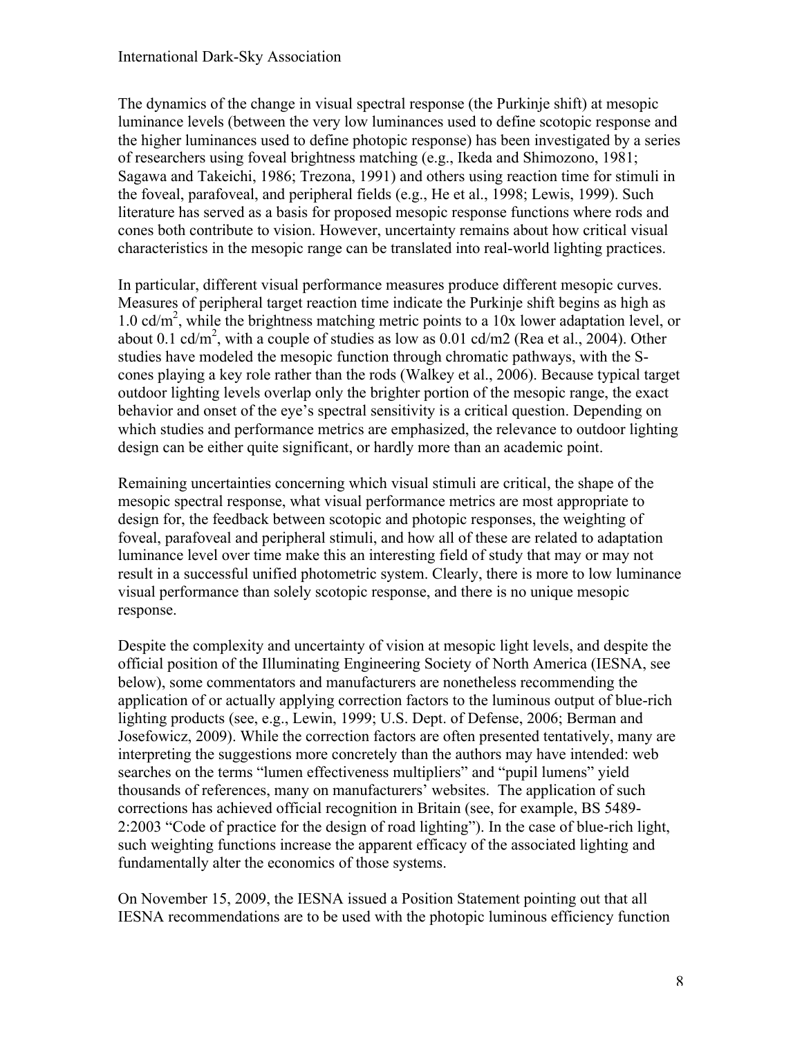The dynamics of the change in visual spectral response (the Purkinje shift) at mesopic luminance levels (between the very low luminances used to define scotopic response and the higher luminances used to define photopic response) has been investigated by a series of researchers using foveal brightness matching (e.g., Ikeda and Shimozono, 1981; Sagawa and Takeichi, 1986; Trezona, 1991) and others using reaction time for stimuli in the foveal, parafoveal, and peripheral fields (e.g., He et al., 1998; Lewis, 1999). Such literature has served as a basis for proposed mesopic response functions where rods and cones both contribute to vision. However, uncertainty remains about how critical visual characteristics in the mesopic range can be translated into real-world lighting practices.

In particular, different visual performance measures produce different mesopic curves. Measures of peripheral target reaction time indicate the Purkinje shift begins as high as 1.0 cd/m$^2$, while the brightness matching metric points to a 10x lower adaptation level, or about 0.1 cd/m$^2$, with a couple of studies as low as 0.01 cd/m2 (Rea et al., 2004). Other studies have modeled the mesopic function through chromatic pathways, with the S-cones playing a key role rather than the rods (Walkey et al., 2006). Because typical target outdoor lighting levels overlap only the brighter portion of the mesopic range, the exact behavior and onset of the eye's spectral sensitivity is a critical question. Depending on which studies and performance metrics are emphasized, the relevance to outdoor lighting design can be either quite significant, or hardly more than an academic point.

Remaining uncertainties concerning which visual stimuli are critical, the shape of the mesopic spectral response, what visual performance metrics are most appropriate to design for, the feedback between scotopic and photopic responses, the weighting of foveal, parafoveal and peripheral stimuli, and how all of these are related to adaptation luminance level over time make this an interesting field of study that may or may not result in a successful unified photometric system. Clearly, there is more to low luminance visual performance than solely scotopic response, and there is no unique mesopic response.

Despite the complexity and uncertainty of vision at mesopic light levels, and despite the official position of the Illuminating Engineering Society of North America (IESNA, see below), some commentators and manufacturers are nonetheless recommending the application of or actually applying correction factors to the luminous output of blue-rich lighting products (see, e.g., Lewin, 1999; U.S. Dept. of Defense, 2006; Berman and Josefowicz, 2009). While the correction factors are often presented tentatively, many are interpreting the suggestions more concretely than the authors may have intended: web searches on the terms "lumen effectiveness multipliers" and "pupil lumens" yield thousands of references, many on manufacturers' websites. The application of such corrections has achieved official recognition in Britain (see, for example, BS 5489-2:2003 "Code of practice for the design of road lighting"). In the case of blue-rich light, such weighting functions increase the apparent efficacy of the associated lighting and fundamentally alter the economics of those systems.

On November 15, 2009, the IESNA issued a Position Statement pointing out that all IESNA recommendations are to be used with the photopic luminous efficiency function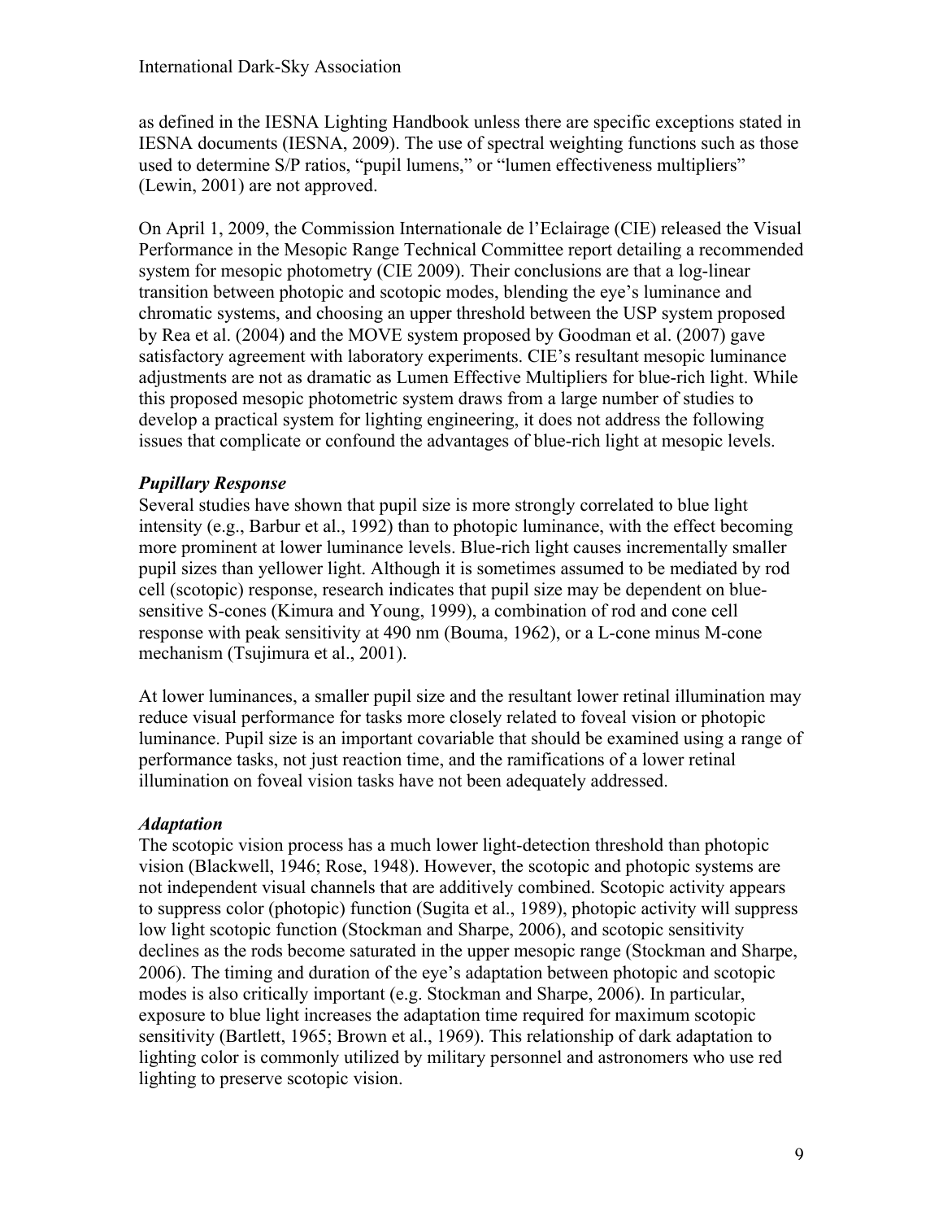as defined in the IESNA Lighting Handbook unless there are specific exceptions stated in IESNA documents (IESNA, 2009). The use of spectral weighting functions such as those used to determine S/P ratios, "pupil lumens," or "lumen effectiveness multipliers" (Lewin, 2001) are not approved.

On April 1, 2009, the Commission Internationale de l'Eclairage (CIE) released the Visual Performance in the Mesopic Range Technical Committee report detailing a recommended system for mesopic photometry (CIE 2009). Their conclusions are that a log-linear transition between photopic and scotopic modes, blending the eye's luminance and chromatic systems, and choosing an upper threshold between the USP system proposed by Rea et al. (2004) and the MOVE system proposed by Goodman et al. (2007) gave satisfactory agreement with laboratory experiments. CIE's resultant mesopic luminance adjustments are not as dramatic as Lumen Effective Multipliers for blue-rich light. While this proposed mesopic photometric system draws from a large number of studies to develop a practical system for lighting engineering, it does not address the following issues that complicate or confound the advantages of blue-rich light at mesopic levels.

***Pupillary Response***

Several studies have shown that pupil size is more strongly correlated to blue light intensity (e.g., Barbur et al., 1992) than to photopic luminance, with the effect becoming more prominent at lower luminance levels. Blue-rich light causes incrementally smaller pupil sizes than yellower light. Although it is sometimes assumed to be mediated by rod cell (scotopic) response, research indicates that pupil size may be dependent on blue-sensitive S-cones (Kimura and Young, 1999), a combination of rod and cone cell response with peak sensitivity at 490 nm (Bouma, 1962), or a L-cone minus M-cone mechanism (Tsujimura et al., 2001).

At lower luminances, a smaller pupil size and the resultant lower retinal illumination may reduce visual performance for tasks more closely related to foveal vision or photopic luminance. Pupil size is an important covariable that should be examined using a range of performance tasks, not just reaction time, and the ramifications of a lower retinal illumination on foveal vision tasks have not been adequately addressed.

***Adaptation***

The scotopic vision process has a much lower light-detection threshold than photopic vision (Blackwell, 1946; Rose, 1948). However, the scotopic and photopic systems are not independent visual channels that are additively combined. Scotopic activity appears to suppress color (photopic) function (Sugita et al., 1989), photopic activity will suppress low light scotopic function (Stockman and Sharpe, 2006), and scotopic sensitivity declines as the rods become saturated in the upper mesopic range (Stockman and Sharpe, 2006). The timing and duration of the eye's adaptation between photopic and scotopic modes is also critically important (e.g. Stockman and Sharpe, 2006). In particular, exposure to blue light increases the adaptation time required for maximum scotopic sensitivity (Bartlett, 1965; Brown et al., 1969). This relationship of dark adaptation to lighting color is commonly utilized by military personnel and astronomers who use red lighting to preserve scotopic vision.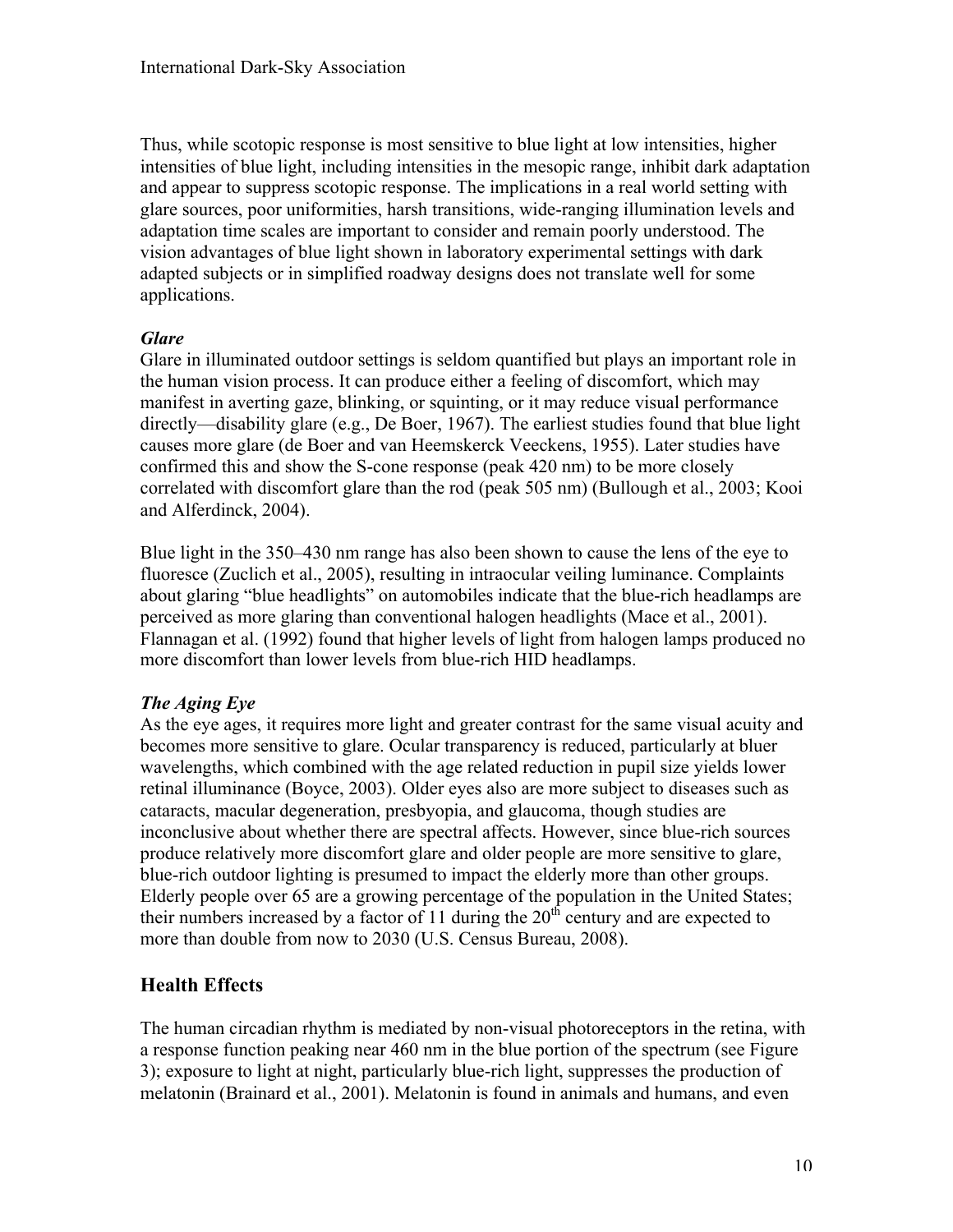Thus, while scotopic response is most sensitive to blue light at low intensities, higher intensities of blue light, including intensities in the mesopic range, inhibit dark adaptation and appear to suppress scotopic response. The implications in a real world setting with glare sources, poor uniformities, harsh transitions, wide-ranging illumination levels and adaptation time scales are important to consider and remain poorly understood. The vision advantages of blue light shown in laboratory experimental settings with dark adapted subjects or in simplified roadway designs does not translate well for some applications.

### *Glare*

Glare in illuminated outdoor settings is seldom quantified but plays an important role in the human vision process. It can produce either a feeling of discomfort, which may manifest in averting gaze, blinking, or squinting, or it may reduce visual performance directly—disability glare (e.g., De Boer, 1967). The earliest studies found that blue light causes more glare (de Boer and van Heemskerck Veeckens, 1955). Later studies have confirmed this and show the S-cone response (peak 420 nm) to be more closely correlated with discomfort glare than the rod (peak 505 nm) (Bullough et al., 2003; Kooi and Alferdinck, 2004).

Blue light in the 350–430 nm range has also been shown to cause the lens of the eye to fluoresce (Zuclich et al., 2005), resulting in intraocular veiling luminance. Complaints about glaring "blue headlights" on automobiles indicate that the blue-rich headlamps are perceived as more glaring than conventional halogen headlights (Mace et al., 2001). Flannagan et al. (1992) found that higher levels of light from halogen lamps produced no more discomfort than lower levels from blue-rich HID headlamps.

### *The Aging Eye*

As the eye ages, it requires more light and greater contrast for the same visual acuity and becomes more sensitive to glare. Ocular transparency is reduced, particularly at bluer wavelengths, which combined with the age related reduction in pupil size yields lower retinal illuminance (Boyce, 2003). Older eyes also are more subject to diseases such as cataracts, macular degeneration, presbyopia, and glaucoma, though studies are inconclusive about whether there are spectral affects. However, since blue-rich sources produce relatively more discomfort glare and older people are more sensitive to glare, blue-rich outdoor lighting is presumed to impact the elderly more than other groups. Elderly people over 65 are a growing percentage of the population in the United States; their numbers increased by a factor of 11 during the 20th century and are expected to more than double from now to 2030 (U.S. Census Bureau, 2008).

## Health Effects

The human circadian rhythm is mediated by non-visual photoreceptors in the retina, with a response function peaking near 460 nm in the blue portion of the spectrum (see Figure 3); exposure to light at night, particularly blue-rich light, suppresses the production of melatonin (Brainard et al., 2001). Melatonin is found in animals and humans, and even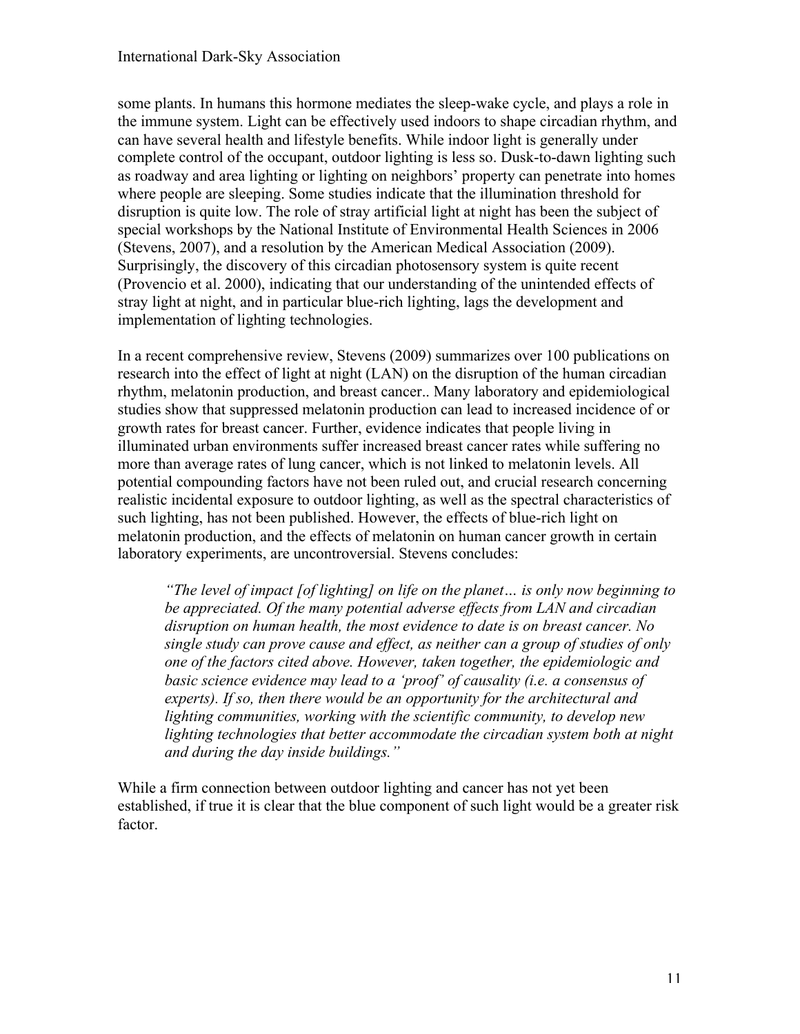some plants. In humans this hormone mediates the sleep-wake cycle, and plays a role in the immune system. Light can be effectively used indoors to shape circadian rhythm, and can have several health and lifestyle benefits. While indoor light is generally under complete control of the occupant, outdoor lighting is less so. Dusk-to-dawn lighting such as roadway and area lighting or lighting on neighbors' property can penetrate into homes where people are sleeping. Some studies indicate that the illumination threshold for disruption is quite low. The role of stray artificial light at night has been the subject of special workshops by the National Institute of Environmental Health Sciences in 2006 (Stevens, 2007), and a resolution by the American Medical Association (2009). Surprisingly, the discovery of this circadian photosensory system is quite recent (Provencio et al. 2000), indicating that our understanding of the unintended effects of stray light at night, and in particular blue-rich lighting, lags the development and implementation of lighting technologies.

In a recent comprehensive review, Stevens (2009) summarizes over 100 publications on research into the effect of light at night (LAN) on the disruption of the human circadian rhythm, melatonin production, and breast cancer.. Many laboratory and epidemiological studies show that suppressed melatonin production can lead to increased incidence of or growth rates for breast cancer. Further, evidence indicates that people living in illuminated urban environments suffer increased breast cancer rates while suffering no more than average rates of lung cancer, which is not linked to melatonin levels. All potential compounding factors have not been ruled out, and crucial research concerning realistic incidental exposure to outdoor lighting, as well as the spectral characteristics of such lighting, has not been published. However, the effects of blue-rich light on melatonin production, and the effects of melatonin on human cancer growth in certain laboratory experiments, are uncontroversial. Stevens concludes:

> *"The level of impact [of lighting] on life on the planet… is only now beginning to be appreciated. Of the many potential adverse effects from LAN and circadian disruption on human health, the most evidence to date is on breast cancer. No single study can prove cause and effect, as neither can a group of studies of only one of the factors cited above. However, taken together, the epidemiologic and basic science evidence may lead to a 'proof' of causality (i.e. a consensus of experts). If so, then there would be an opportunity for the architectural and lighting communities, working with the scientific community, to develop new lighting technologies that better accommodate the circadian system both at night and during the day inside buildings."*

While a firm connection between outdoor lighting and cancer has not yet been established, if true it is clear that the blue component of such light would be a greater risk factor.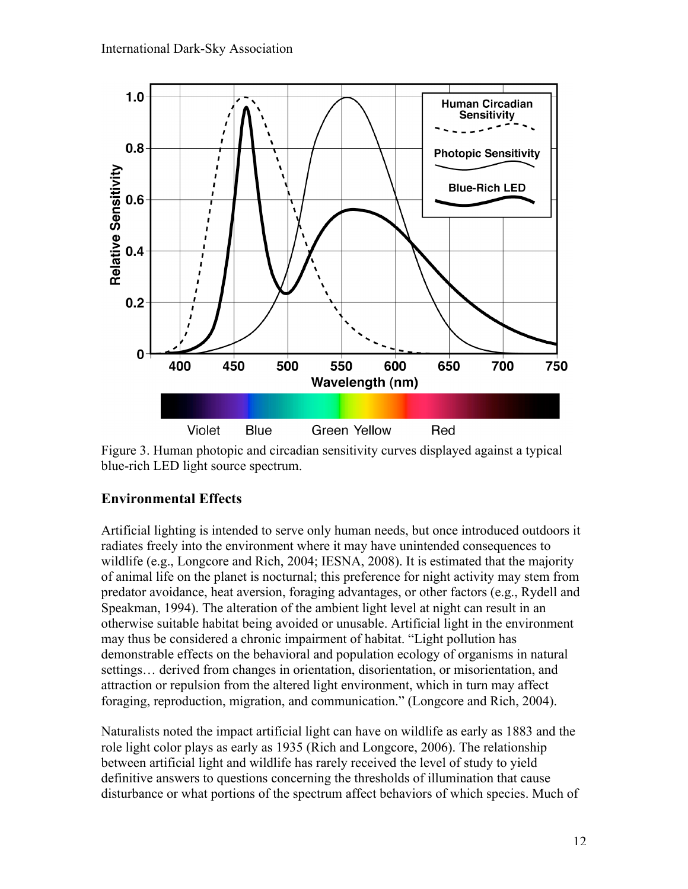Figure 3. Human photopic and circadian sensitivity curves displayed against a typical blue-rich LED light source spectrum.

## Environmental Effects

Artificial lighting is intended to serve only human needs, but once introduced outdoors it radiates freely into the environment where it may have unintended consequences to wildlife (e.g., Longcore and Rich, 2004; IESNA, 2008). It is estimated that the majority of animal life on the planet is nocturnal; this preference for night activity may stem from predator avoidance, heat aversion, foraging advantages, or other factors (e.g., Rydell and Speakman, 1994). The alteration of the ambient light level at night can result in an otherwise suitable habitat being avoided or unusable. Artificial light in the environment may thus be considered a chronic impairment of habitat. "Light pollution has demonstrable effects on the behavioral and population ecology of organisms in natural settings… derived from changes in orientation, disorientation, or misorientation, and attraction or repulsion from the altered light environment, which in turn may affect foraging, reproduction, migration, and communication." (Longcore and Rich, 2004).

Naturalists noted the impact artificial light can have on wildlife as early as 1883 and the role light color plays as early as 1935 (Rich and Longcore, 2006). The relationship between artificial light and wildlife has rarely received the level of study to yield definitive answers to questions concerning the thresholds of illumination that cause disturbance or what portions of the spectrum affect behaviors of which species. Much of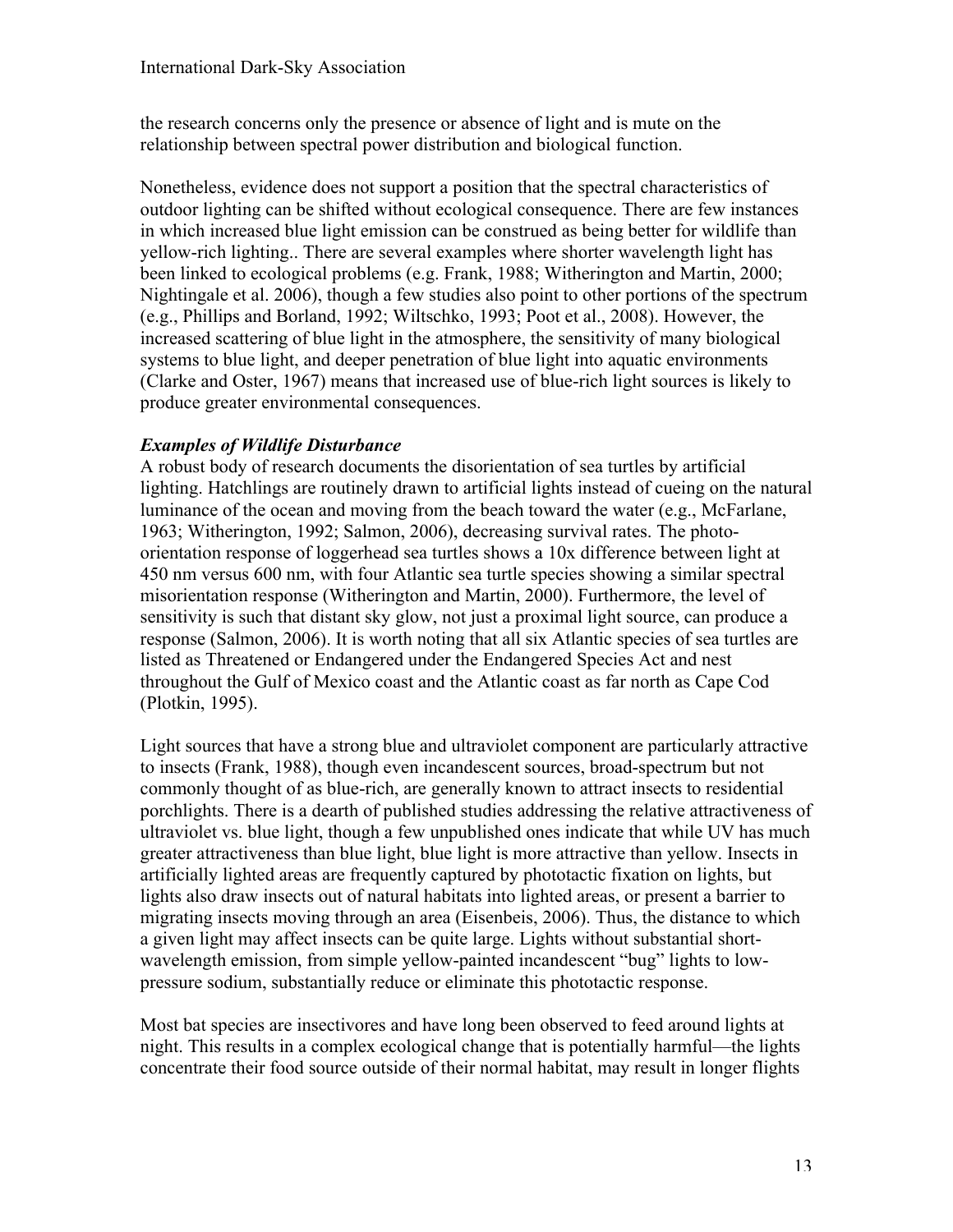the research concerns only the presence or absence of light and is mute on the relationship between spectral power distribution and biological function.

Nonetheless, evidence does not support a position that the spectral characteristics of outdoor lighting can be shifted without ecological consequence. There are few instances in which increased blue light emission can be construed as being better for wildlife than yellow-rich lighting.. There are several examples where shorter wavelength light has been linked to ecological problems (e.g. Frank, 1988; Witherington and Martin, 2000; Nightingale et al. 2006), though a few studies also point to other portions of the spectrum (e.g., Phillips and Borland, 1992; Wiltschko, 1993; Poot et al., 2008). However, the increased scattering of blue light in the atmosphere, the sensitivity of many biological systems to blue light, and deeper penetration of blue light into aquatic environments (Clarke and Oster, 1967) means that increased use of blue-rich light sources is likely to produce greater environmental consequences.

***Examples of Wildlife Disturbance***

A robust body of research documents the disorientation of sea turtles by artificial lighting. Hatchlings are routinely drawn to artificial lights instead of cueing on the natural luminance of the ocean and moving from the beach toward the water (e.g., McFarlane, 1963; Witherington, 1992; Salmon, 2006), decreasing survival rates. The photo-orientation response of loggerhead sea turtles shows a 10x difference between light at 450 nm versus 600 nm, with four Atlantic sea turtle species showing a similar spectral misorientation response (Witherington and Martin, 2000). Furthermore, the level of sensitivity is such that distant sky glow, not just a proximal light source, can produce a response (Salmon, 2006). It is worth noting that all six Atlantic species of sea turtles are listed as Threatened or Endangered under the Endangered Species Act and nest throughout the Gulf of Mexico coast and the Atlantic coast as far north as Cape Cod (Plotkin, 1995).

Light sources that have a strong blue and ultraviolet component are particularly attractive to insects (Frank, 1988), though even incandescent sources, broad-spectrum but not commonly thought of as blue-rich, are generally known to attract insects to residential porchlights. There is a dearth of published studies addressing the relative attractiveness of ultraviolet vs. blue light, though a few unpublished ones indicate that while UV has much greater attractiveness than blue light, blue light is more attractive than yellow. Insects in artificially lighted areas are frequently captured by phototactic fixation on lights, but lights also draw insects out of natural habitats into lighted areas, or present a barrier to migrating insects moving through an area (Eisenbeis, 2006). Thus, the distance to which a given light may affect insects can be quite large. Lights without substantial short-wavelength emission, from simple yellow-painted incandescent "bug" lights to low-pressure sodium, substantially reduce or eliminate this phototactic response.

Most bat species are insectivores and have long been observed to feed around lights at night. This results in a complex ecological change that is potentially harmful—the lights concentrate their food source outside of their normal habitat, may result in longer flights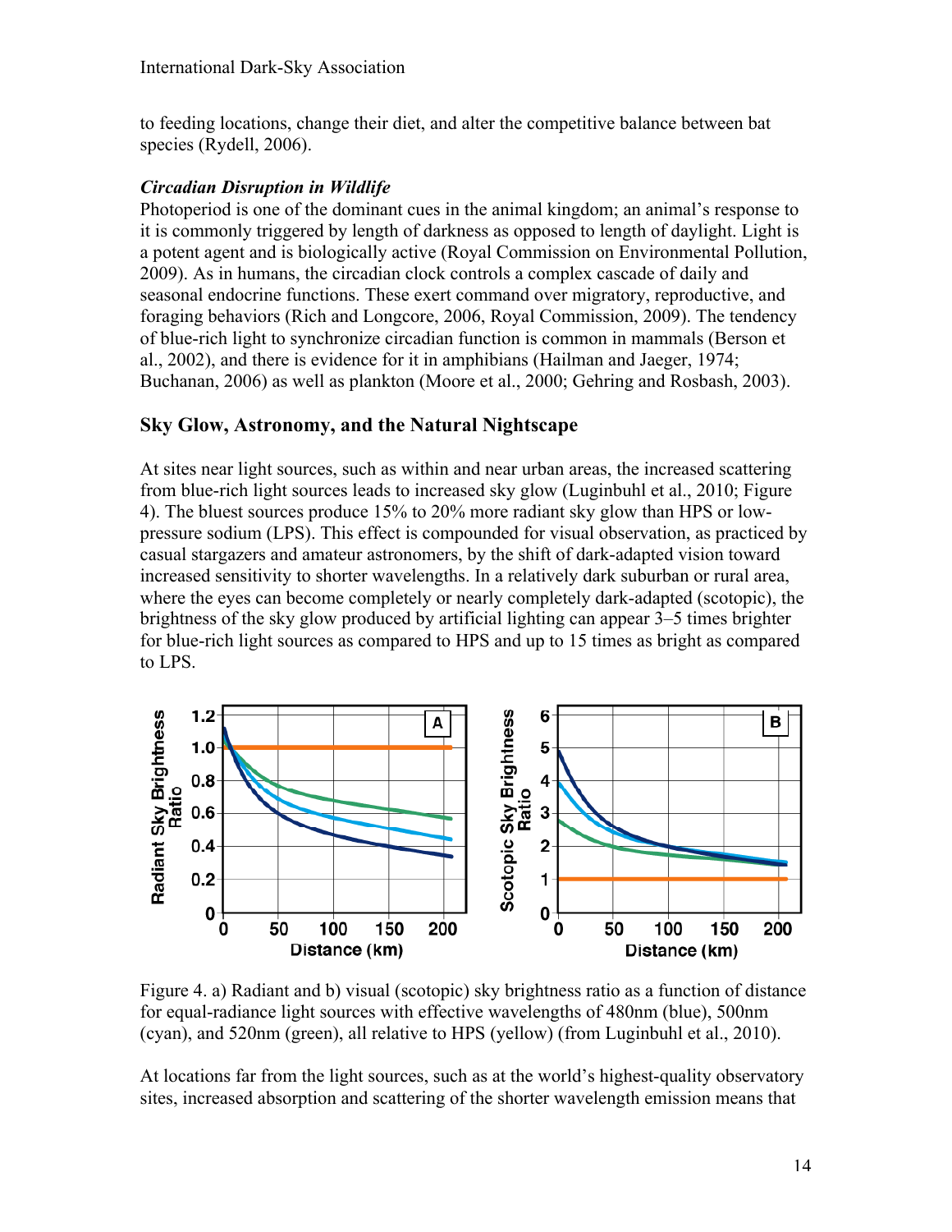to feeding locations, change their diet, and alter the competitive balance between bat species (Rydell, 2006).

### *Circadian Disruption in Wildlife*

Photoperiod is one of the dominant cues in the animal kingdom; an animal's response to it is commonly triggered by length of darkness as opposed to length of daylight. Light is a potent agent and is biologically active (Royal Commission on Environmental Pollution, 2009). As in humans, the circadian clock controls a complex cascade of daily and seasonal endocrine functions. These exert command over migratory, reproductive, and foraging behaviors (Rich and Longcore, 2006, Royal Commission, 2009). The tendency of blue-rich light to synchronize circadian function is common in mammals (Berson et al., 2002), and there is evidence for it in amphibians (Hailman and Jaeger, 1974; Buchanan, 2006) as well as plankton (Moore et al., 2000; Gehring and Rosbash, 2003).

## Sky Glow, Astronomy, and the Natural Nightscape

At sites near light sources, such as within and near urban areas, the increased scattering from blue-rich light sources leads to increased sky glow (Luginbuhl et al., 2010; Figure 4). The bluest sources produce 15% to 20% more radiant sky glow than HPS or low-pressure sodium (LPS). This effect is compounded for visual observation, as practiced by casual stargazers and amateur astronomers, by the shift of dark-adapted vision toward increased sensitivity to shorter wavelengths. In a relatively dark suburban or rural area, where the eyes can become completely or nearly completely dark-adapted (scotopic), the brightness of the sky glow produced by artificial lighting can appear 3–5 times brighter for blue-rich light sources as compared to HPS and up to 15 times as bright as compared to LPS.

Figure 4. a) Radiant and b) visual (scotopic) sky brightness ratio as a function of distance for equal-radiance light sources with effective wavelengths of 480nm (blue), 500nm (cyan), and 520nm (green), all relative to HPS (yellow) (from Luginbuhl et al., 2010).

At locations far from the light sources, such as at the world's highest-quality observatory sites, increased absorption and scattering of the shorter wavelength emission means that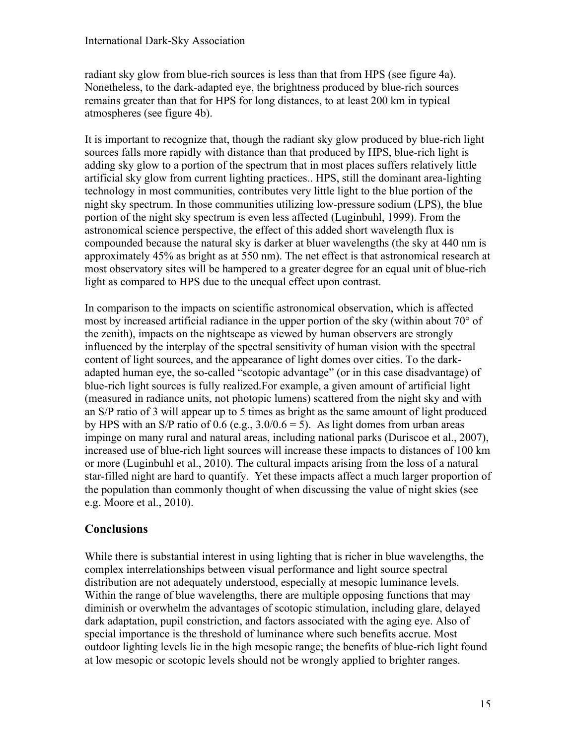radiant sky glow from blue-rich sources is less than that from HPS (see figure 4a). Nonetheless, to the dark-adapted eye, the brightness produced by blue-rich sources remains greater than that for HPS for long distances, to at least 200 km in typical atmospheres (see figure 4b).

It is important to recognize that, though the radiant sky glow produced by blue-rich light sources falls more rapidly with distance than that produced by HPS, blue-rich light is adding sky glow to a portion of the spectrum that in most places suffers relatively little artificial sky glow from current lighting practices.. HPS, still the dominant area-lighting technology in most communities, contributes very little light to the blue portion of the night sky spectrum. In those communities utilizing low-pressure sodium (LPS), the blue portion of the night sky spectrum is even less affected (Luginbuhl, 1999). From the astronomical science perspective, the effect of this added short wavelength flux is compounded because the natural sky is darker at bluer wavelengths (the sky at 440 nm is approximately 45% as bright as at 550 nm). The net effect is that astronomical research at most observatory sites will be hampered to a greater degree for an equal unit of blue-rich light as compared to HPS due to the unequal effect upon contrast.

In comparison to the impacts on scientific astronomical observation, which is affected most by increased artificial radiance in the upper portion of the sky (within about 70° of the zenith), impacts on the nightscape as viewed by human observers are strongly influenced by the interplay of the spectral sensitivity of human vision with the spectral content of light sources, and the appearance of light domes over cities. To the dark-adapted human eye, the so-called "scotopic advantage" (or in this case disadvantage) of blue-rich light sources is fully realized.For example, a given amount of artificial light (measured in radiance units, not photopic lumens) scattered from the night sky and with an S/P ratio of 3 will appear up to 5 times as bright as the same amount of light produced by HPS with an S/P ratio of 0.6 (e.g., 3.0/0.6 = 5). As light domes from urban areas impinge on many rural and natural areas, including national parks (Duriscoe et al., 2007), increased use of blue-rich light sources will increase these impacts to distances of 100 km or more (Luginbuhl et al., 2010). The cultural impacts arising from the loss of a natural star-filled night are hard to quantify. Yet these impacts affect a much larger proportion of the population than commonly thought of when discussing the value of night skies (see e.g. Moore et al., 2010).

## Conclusions

While there is substantial interest in using lighting that is richer in blue wavelengths, the complex interrelationships between visual performance and light source spectral distribution are not adequately understood, especially at mesopic luminance levels. Within the range of blue wavelengths, there are multiple opposing functions that may diminish or overwhelm the advantages of scotopic stimulation, including glare, delayed dark adaptation, pupil constriction, and factors associated with the aging eye. Also of special importance is the threshold of luminance where such benefits accrue. Most outdoor lighting levels lie in the high mesopic range; the benefits of blue-rich light found at low mesopic or scotopic levels should not be wrongly applied to brighter ranges.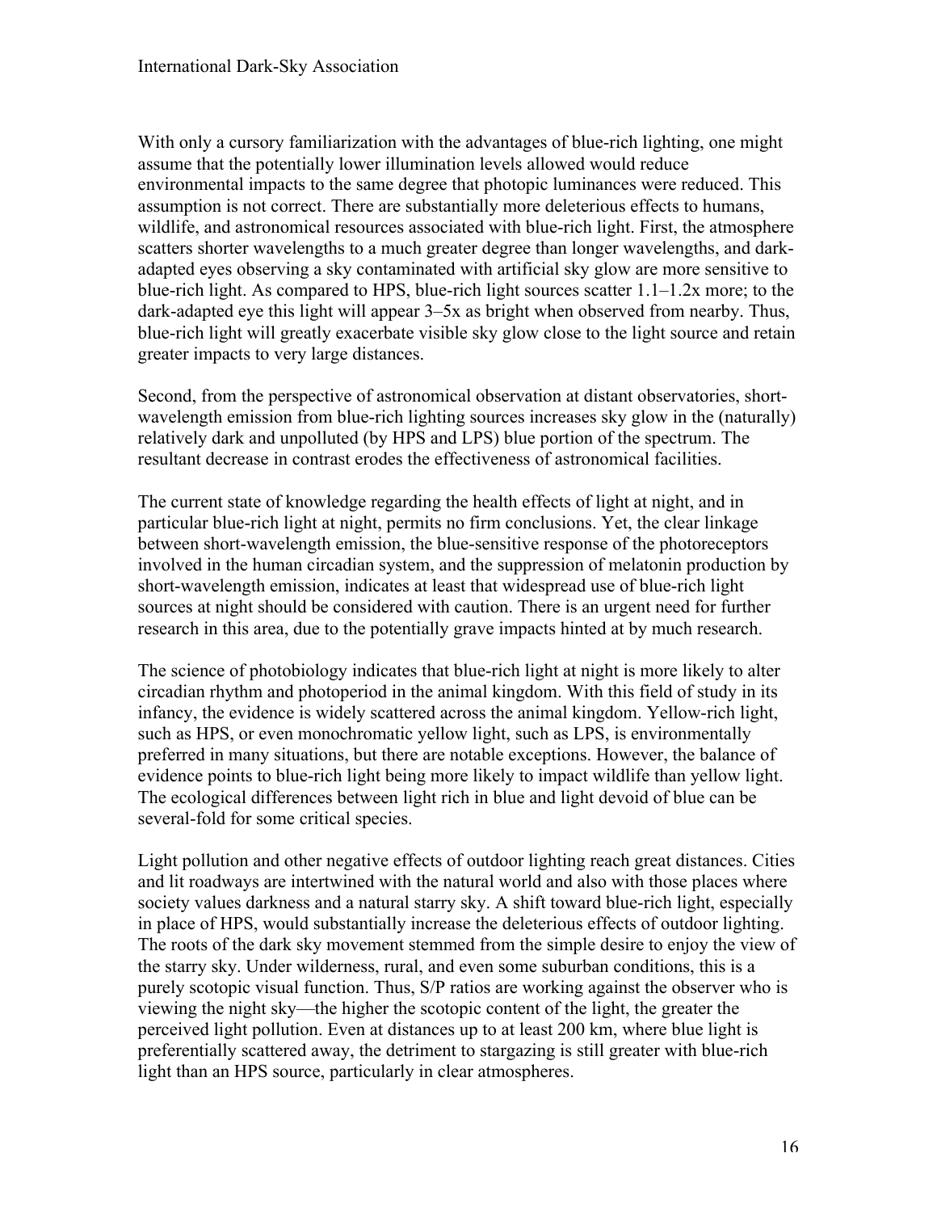With only a cursory familiarization with the advantages of blue-rich lighting, one might assume that the potentially lower illumination levels allowed would reduce environmental impacts to the same degree that photopic luminances were reduced. This assumption is not correct. There are substantially more deleterious effects to humans, wildlife, and astronomical resources associated with blue-rich light. First, the atmosphere scatters shorter wavelengths to a much greater degree than longer wavelengths, and dark-adapted eyes observing a sky contaminated with artificial sky glow are more sensitive to blue-rich light. As compared to HPS, blue-rich light sources scatter 1.1–1.2x more; to the dark-adapted eye this light will appear 3–5x as bright when observed from nearby. Thus, blue-rich light will greatly exacerbate visible sky glow close to the light source and retain greater impacts to very large distances.

Second, from the perspective of astronomical observation at distant observatories, short-wavelength emission from blue-rich lighting sources increases sky glow in the (naturally) relatively dark and unpolluted (by HPS and LPS) blue portion of the spectrum. The resultant decrease in contrast erodes the effectiveness of astronomical facilities.

The current state of knowledge regarding the health effects of light at night, and in particular blue-rich light at night, permits no firm conclusions. Yet, the clear linkage between short-wavelength emission, the blue-sensitive response of the photoreceptors involved in the human circadian system, and the suppression of melatonin production by short-wavelength emission, indicates at least that widespread use of blue-rich light sources at night should be considered with caution. There is an urgent need for further research in this area, due to the potentially grave impacts hinted at by much research.

The science of photobiology indicates that blue-rich light at night is more likely to alter circadian rhythm and photoperiod in the animal kingdom. With this field of study in its infancy, the evidence is widely scattered across the animal kingdom. Yellow-rich light, such as HPS, or even monochromatic yellow light, such as LPS, is environmentally preferred in many situations, but there are notable exceptions. However, the balance of evidence points to blue-rich light being more likely to impact wildlife than yellow light. The ecological differences between light rich in blue and light devoid of blue can be several-fold for some critical species.

Light pollution and other negative effects of outdoor lighting reach great distances. Cities and lit roadways are intertwined with the natural world and also with those places where society values darkness and a natural starry sky. A shift toward blue-rich light, especially in place of HPS, would substantially increase the deleterious effects of outdoor lighting. The roots of the dark sky movement stemmed from the simple desire to enjoy the view of the starry sky. Under wilderness, rural, and even some suburban conditions, this is a purely scotopic visual function. Thus, S/P ratios are working against the observer who is viewing the night sky—the higher the scotopic content of the light, the greater the perceived light pollution. Even at distances up to at least 200 km, where blue light is preferentially scattered away, the detriment to stargazing is still greater with blue-rich light than an HPS source, particularly in clear atmospheres.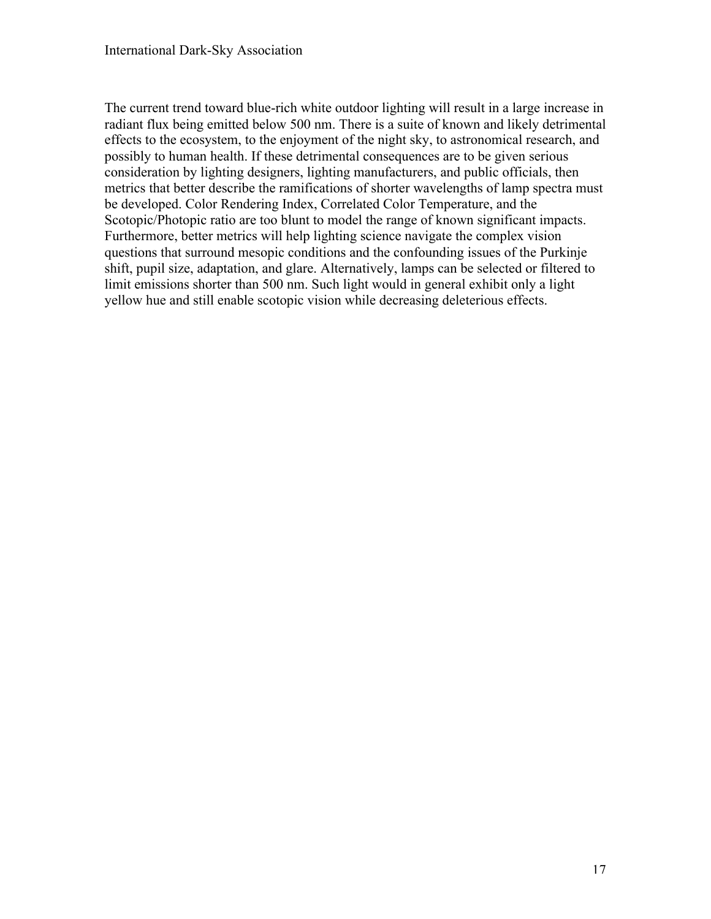The current trend toward blue-rich white outdoor lighting will result in a large increase in radiant flux being emitted below 500 nm. There is a suite of known and likely detrimental effects to the ecosystem, to the enjoyment of the night sky, to astronomical research, and possibly to human health. If these detrimental consequences are to be given serious consideration by lighting designers, lighting manufacturers, and public officials, then metrics that better describe the ramifications of shorter wavelengths of lamp spectra must be developed. Color Rendering Index, Correlated Color Temperature, and the Scotopic/Photopic ratio are too blunt to model the range of known significant impacts. Furthermore, better metrics will help lighting science navigate the complex vision questions that surround mesopic conditions and the confounding issues of the Purkinje shift, pupil size, adaptation, and glare. Alternatively, lamps can be selected or filtered to limit emissions shorter than 500 nm. Such light would in general exhibit only a light yellow hue and still enable scotopic vision while decreasing deleterious effects.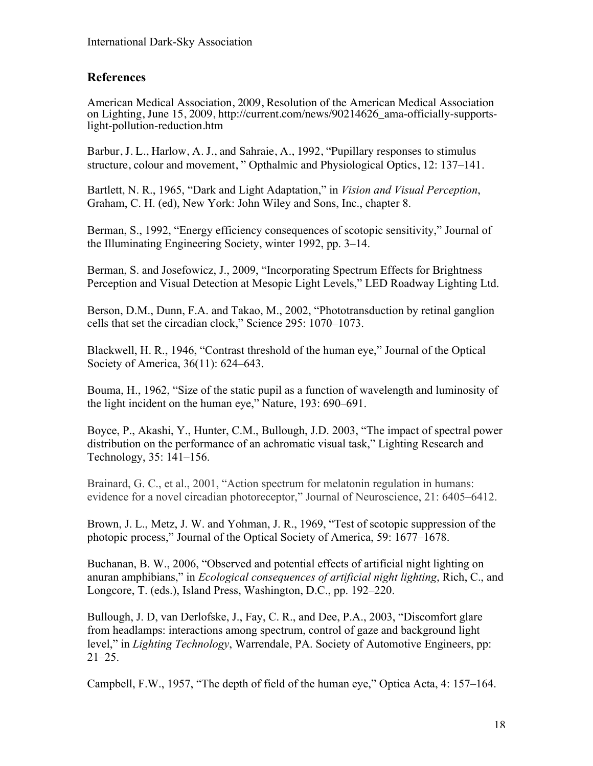## References

American Medical Association, 2009, Resolution of the American Medical Association on Lighting, June 15, 2009, http://current.com/news/90214626_ama-officially-supports-light-pollution-reduction.htm

Barbur, J. L., Harlow, A. J., and Sahraie, A., 1992, "Pupillary responses to stimulus structure, colour and movement, " Opthalmic and Physiological Optics, 12: 137–141.

Bartlett, N. R., 1965, "Dark and Light Adaptation," in *Vision and Visual Perception*, Graham, C. H. (ed), New York: John Wiley and Sons, Inc., chapter 8.

Berman, S., 1992, "Energy efficiency consequences of scotopic sensitivity," Journal of the Illuminating Engineering Society, winter 1992, pp. 3–14.

Berman, S. and Josefowicz, J., 2009, "Incorporating Spectrum Effects for Brightness Perception and Visual Detection at Mesopic Light Levels," LED Roadway Lighting Ltd.

Berson, D.M., Dunn, F.A. and Takao, M., 2002, "Phototransduction by retinal ganglion cells that set the circadian clock," Science 295: 1070–1073.

Blackwell, H. R., 1946, "Contrast threshold of the human eye," Journal of the Optical Society of America, 36(11): 624–643.

Bouma, H., 1962, "Size of the static pupil as a function of wavelength and luminosity of the light incident on the human eye," Nature, 193: 690–691.

Boyce, P., Akashi, Y., Hunter, C.M., Bullough, J.D. 2003, "The impact of spectral power distribution on the performance of an achromatic visual task," Lighting Research and Technology, 35: 141–156.

Brainard, G. C., et al., 2001, "Action spectrum for melatonin regulation in humans: evidence for a novel circadian photoreceptor," Journal of Neuroscience, 21: 6405–6412.

Brown, J. L., Metz, J. W. and Yohman, J. R., 1969, "Test of scotopic suppression of the photopic process," Journal of the Optical Society of America, 59: 1677–1678.

Buchanan, B. W., 2006, "Observed and potential effects of artificial night lighting on anuran amphibians," in *Ecological consequences of artificial night lighting*, Rich, C., and Longcore, T. (eds.), Island Press, Washington, D.C., pp. 192–220.

Bullough, J. D, van Derlofske, J., Fay, C. R., and Dee, P.A., 2003, "Discomfort glare from headlamps: interactions among spectrum, control of gaze and background light level," in *Lighting Technology*, Warrendale, PA. Society of Automotive Engineers, pp: 21–25.

Campbell, F.W., 1957, "The depth of field of the human eye," Optica Acta, 4: 157–164.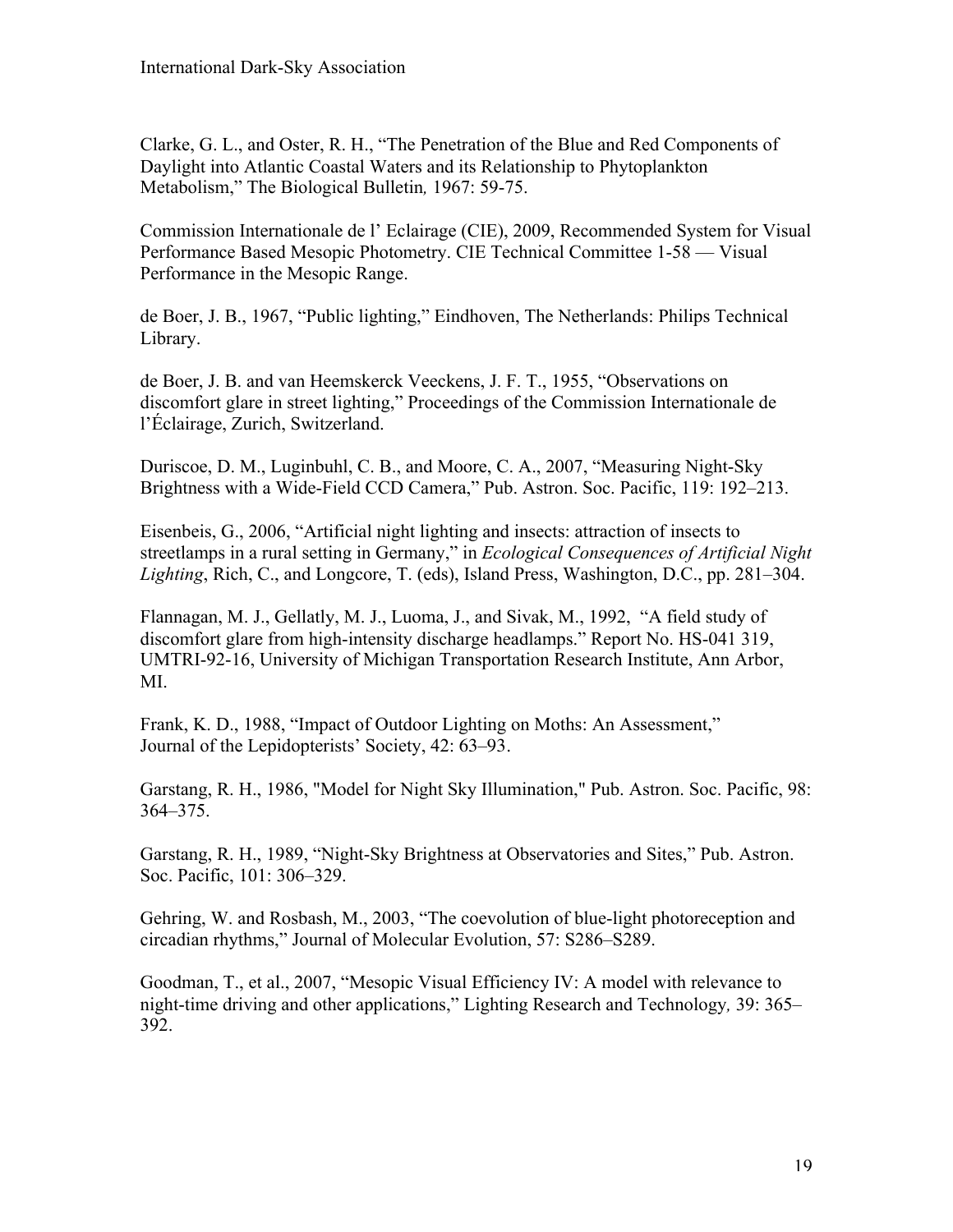Clarke, G. L., and Oster, R. H., "The Penetration of the Blue and Red Components of Daylight into Atlantic Coastal Waters and its Relationship to Phytoplankton Metabolism," The Biological Bulletin*,* 1967: 59-75.

Commission Internationale de l' Eclairage (CIE), 2009, Recommended System for Visual Performance Based Mesopic Photometry. CIE Technical Committee 1-58 — Visual Performance in the Mesopic Range.

de Boer, J. B., 1967, "Public lighting," Eindhoven, The Netherlands: Philips Technical Library.

de Boer, J. B. and van Heemskerck Veeckens, J. F. T., 1955, "Observations on discomfort glare in street lighting," Proceedings of the Commission Internationale de l'Éclairage, Zurich, Switzerland.

Duriscoe, D. M., Luginbuhl, C. B., and Moore, C. A., 2007, "Measuring Night-Sky Brightness with a Wide-Field CCD Camera," Pub. Astron. Soc. Pacific, 119: 192–213.

Eisenbeis, G., 2006, "Artificial night lighting and insects: attraction of insects to streetlamps in a rural setting in Germany," in *Ecological Consequences of Artificial Night Lighting*, Rich, C., and Longcore, T. (eds), Island Press, Washington, D.C., pp. 281–304.

Flannagan, M. J., Gellatly, M. J., Luoma, J., and Sivak, M., 1992, "A field study of discomfort glare from high-intensity discharge headlamps." Report No. HS-041 319, UMTRI-92-16, University of Michigan Transportation Research Institute, Ann Arbor, MI.

Frank, K. D., 1988, "Impact of Outdoor Lighting on Moths: An Assessment," Journal of the Lepidopterists' Society, 42: 63–93.

Garstang, R. H., 1986, "Model for Night Sky Illumination," Pub. Astron. Soc. Pacific, 98: 364–375.

Garstang, R. H., 1989, "Night-Sky Brightness at Observatories and Sites," Pub. Astron. Soc. Pacific, 101: 306–329.

Gehring, W. and Rosbash, M., 2003, "The coevolution of blue-light photoreception and circadian rhythms," Journal of Molecular Evolution, 57: S286–S289.

Goodman, T., et al., 2007, "Mesopic Visual Efficiency IV: A model with relevance to night-time driving and other applications," Lighting Research and Technology*,* 39: 365–392.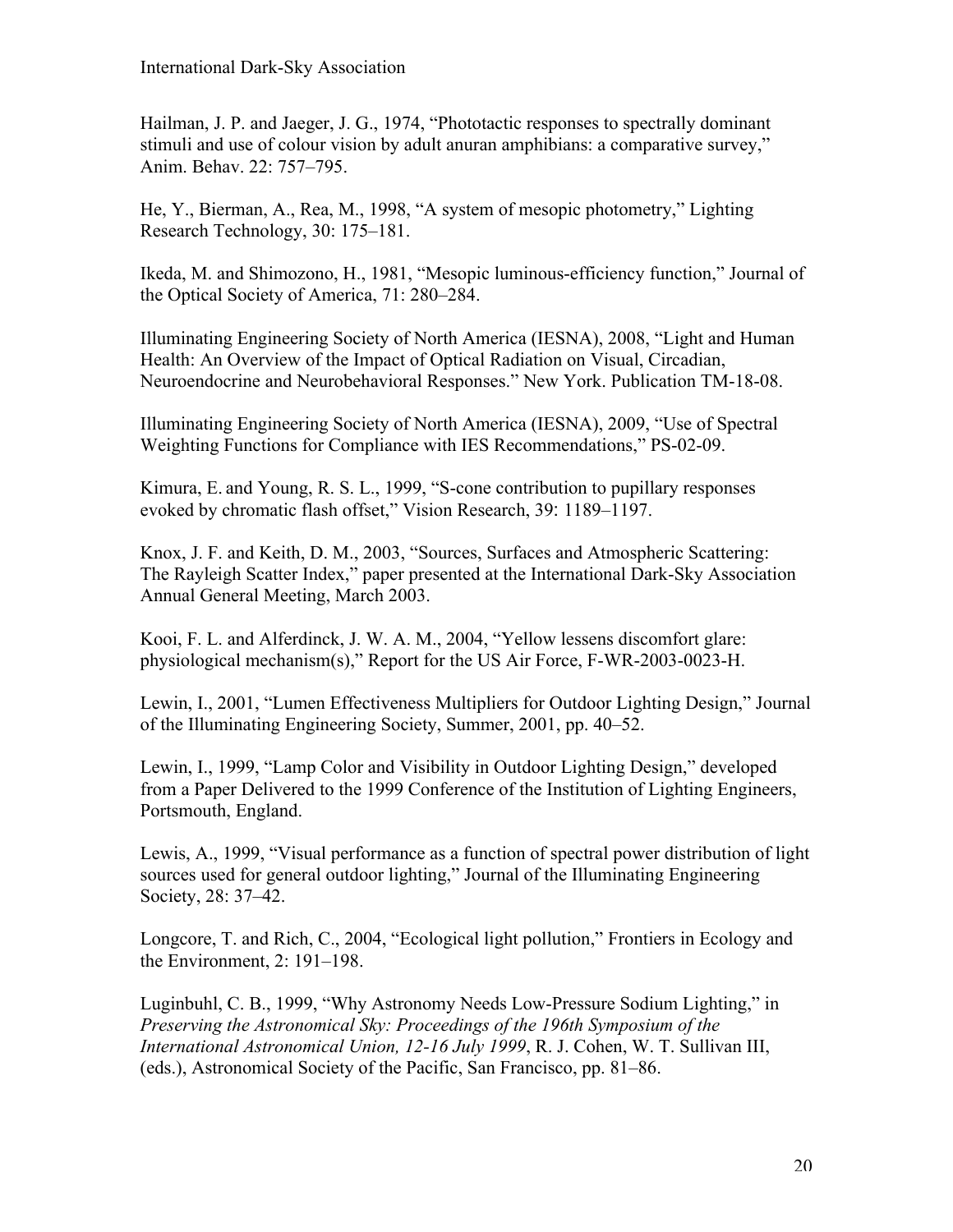Hailman, J. P. and Jaeger, J. G., 1974, "Phototactic responses to spectrally dominant stimuli and use of colour vision by adult anuran amphibians: a comparative survey," Anim. Behav. 22: 757–795.

He, Y., Bierman, A., Rea, M., 1998, "A system of mesopic photometry," Lighting Research Technology, 30: 175–181.

Ikeda, M. and Shimozono, H., 1981, "Mesopic luminous-efficiency function," Journal of the Optical Society of America, 71: 280–284.

Illuminating Engineering Society of North America (IESNA), 2008, "Light and Human Health: An Overview of the Impact of Optical Radiation on Visual, Circadian, Neuroendocrine and Neurobehavioral Responses." New York. Publication TM-18-08.

Illuminating Engineering Society of North America (IESNA), 2009, "Use of Spectral Weighting Functions for Compliance with IES Recommendations," PS-02-09.

Kimura, E. and Young, R. S. L., 1999, "S-cone contribution to pupillary responses evoked by chromatic flash offset," Vision Research, 39: 1189–1197.

Knox, J. F. and Keith, D. M., 2003, "Sources, Surfaces and Atmospheric Scattering: The Rayleigh Scatter Index," paper presented at the International Dark-Sky Association Annual General Meeting, March 2003.

Kooi, F. L. and Alferdinck, J. W. A. M., 2004, "Yellow lessens discomfort glare: physiological mechanism(s)," Report for the US Air Force, F-WR-2003-0023-H.

Lewin, I., 2001, "Lumen Effectiveness Multipliers for Outdoor Lighting Design," Journal of the Illuminating Engineering Society, Summer, 2001, pp. 40–52.

Lewin, I., 1999, "Lamp Color and Visibility in Outdoor Lighting Design," developed from a Paper Delivered to the 1999 Conference of the Institution of Lighting Engineers, Portsmouth, England.

Lewis, A., 1999, "Visual performance as a function of spectral power distribution of light sources used for general outdoor lighting," Journal of the Illuminating Engineering Society, 28: 37–42.

Longcore, T. and Rich, C., 2004, "Ecological light pollution," Frontiers in Ecology and the Environment, 2: 191–198.

Luginbuhl, C. B., 1999, "Why Astronomy Needs Low-Pressure Sodium Lighting," in *Preserving the Astronomical Sky: Proceedings of the 196th Symposium of the International Astronomical Union, 12-16 July 1999*, R. J. Cohen, W. T. Sullivan III, (eds.), Astronomical Society of the Pacific, San Francisco, pp. 81–86.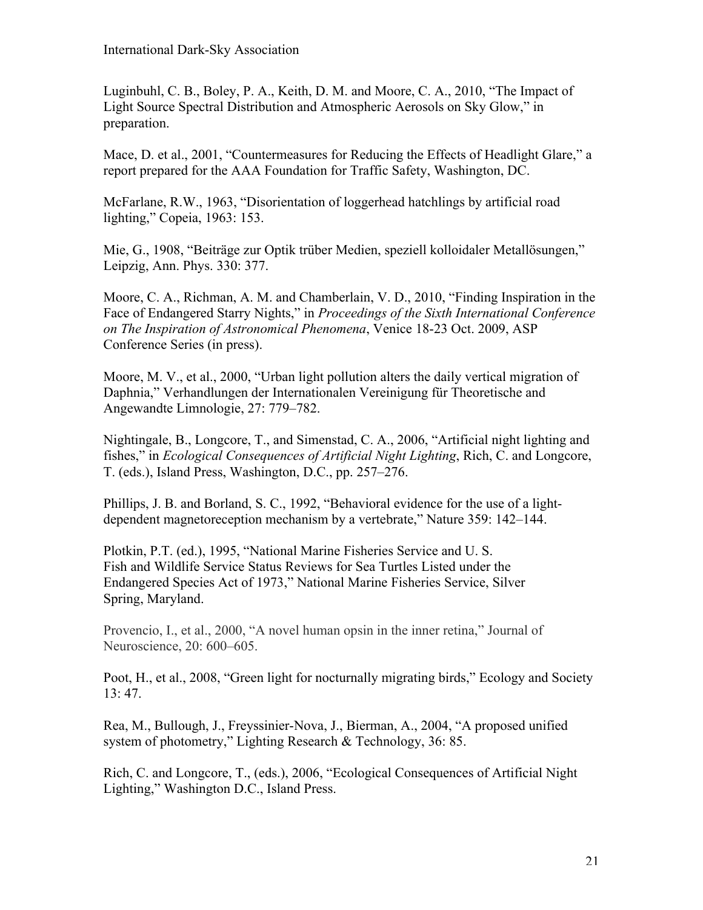Luginbuhl, C. B., Boley, P. A., Keith, D. M. and Moore, C. A., 2010, "The Impact of Light Source Spectral Distribution and Atmospheric Aerosols on Sky Glow," in preparation.

Mace, D. et al., 2001, "Countermeasures for Reducing the Effects of Headlight Glare," a report prepared for the AAA Foundation for Traffic Safety, Washington, DC.

McFarlane, R.W., 1963, "Disorientation of loggerhead hatchlings by artificial road lighting," Copeia, 1963: 153.

Mie, G., 1908, "Beiträge zur Optik trüber Medien, speziell kolloidaler Metallösungen," Leipzig, Ann. Phys. 330: 377.

Moore, C. A., Richman, A. M. and Chamberlain, V. D., 2010, "Finding Inspiration in the Face of Endangered Starry Nights," in *Proceedings of the Sixth International Conference on The Inspiration of Astronomical Phenomena*, Venice 18-23 Oct. 2009, ASP Conference Series (in press).

Moore, M. V., et al., 2000, "Urban light pollution alters the daily vertical migration of Daphnia," Verhandlungen der Internationalen Vereinigung für Theoretische and Angewandte Limnologie, 27: 779–782.

Nightingale, B., Longcore, T., and Simenstad, C. A., 2006, "Artificial night lighting and fishes," in *Ecological Consequences of Artificial Night Lighting*, Rich, C. and Longcore, T. (eds.), Island Press, Washington, D.C., pp. 257–276.

Phillips, J. B. and Borland, S. C., 1992, "Behavioral evidence for the use of a light-dependent magnetoreception mechanism by a vertebrate," Nature 359: 142–144.

Plotkin, P.T. (ed.), 1995, "National Marine Fisheries Service and U. S. Fish and Wildlife Service Status Reviews for Sea Turtles Listed under the Endangered Species Act of 1973," National Marine Fisheries Service, Silver Spring, Maryland.

Provencio, I., et al., 2000, "A novel human opsin in the inner retina," Journal of Neuroscience, 20: 600–605.

Poot, H., et al., 2008, "Green light for nocturnally migrating birds," Ecology and Society 13: 47.

Rea, M., Bullough, J., Freyssinier-Nova, J., Bierman, A., 2004, "A proposed unified system of photometry," Lighting Research & Technology, 36: 85.

Rich, C. and Longcore, T., (eds.), 2006, "Ecological Consequences of Artificial Night Lighting," Washington D.C., Island Press.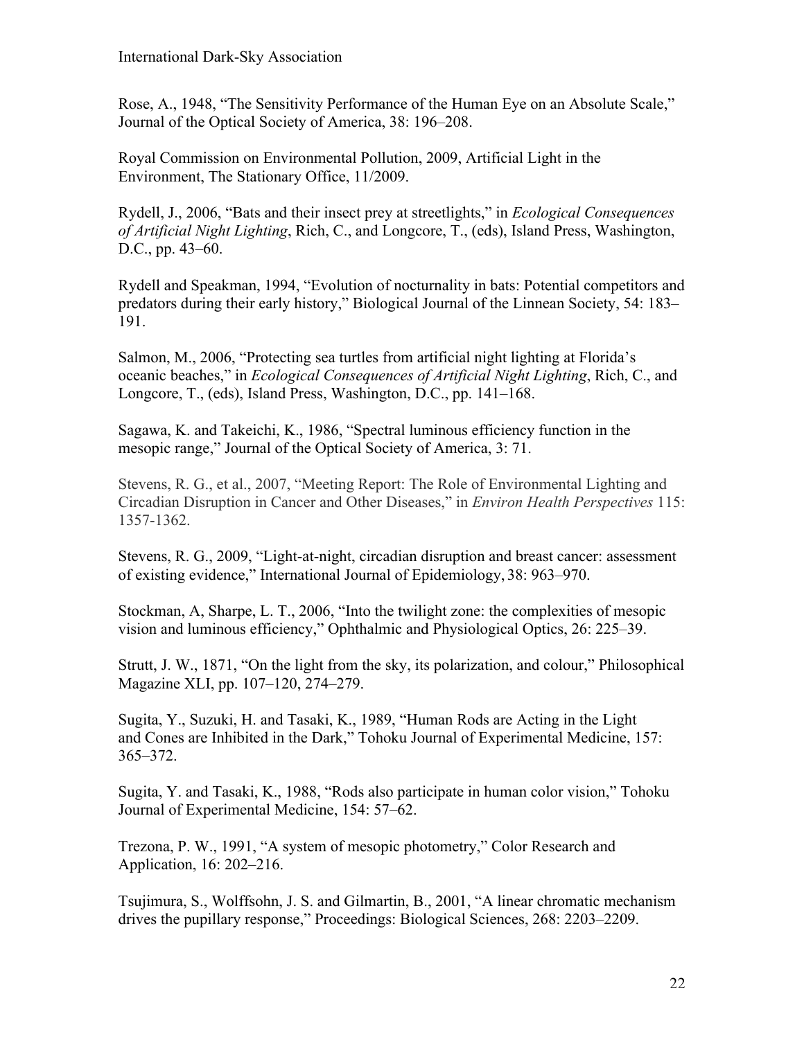Rose, A., 1948, “The Sensitivity Performance of the Human Eye on an Absolute Scale,” Journal of the Optical Society of America, 38: 196–208.

Royal Commission on Environmental Pollution, 2009, Artificial Light in the Environment, The Stationary Office, 11/2009.

Rydell, J., 2006, “Bats and their insect prey at streetlights,” in *Ecological Consequences of Artificial Night Lighting*, Rich, C., and Longcore, T., (eds), Island Press, Washington, D.C., pp. 43–60.

Rydell and Speakman, 1994, “Evolution of nocturnality in bats: Potential competitors and predators during their early history,” Biological Journal of the Linnean Society, 54: 183–191.

Salmon, M., 2006, “Protecting sea turtles from artificial night lighting at Florida’s oceanic beaches,” in *Ecological Consequences of Artificial Night Lighting*, Rich, C., and Longcore, T., (eds), Island Press, Washington, D.C., pp. 141–168.

Sagawa, K. and Takeichi, K., 1986, “Spectral luminous efficiency function in the mesopic range,” Journal of the Optical Society of America, 3: 71.

Stevens, R. G., et al., 2007, “Meeting Report: The Role of Environmental Lighting and Circadian Disruption in Cancer and Other Diseases,” in *Environ Health Perspectives* 115: 1357-1362.

Stevens, R. G., 2009, “Light-at-night, circadian disruption and breast cancer: assessment of existing evidence,” International Journal of Epidemiology, 38: 963–970.

Stockman, A, Sharpe, L. T., 2006, “Into the twilight zone: the complexities of mesopic vision and luminous efficiency,” Ophthalmic and Physiological Optics, 26: 225–39.

Strutt, J. W., 1871, “On the light from the sky, its polarization, and colour,” Philosophical Magazine XLI, pp. 107–120, 274–279.

Sugita, Y., Suzuki, H. and Tasaki, K., 1989, “Human Rods are Acting in the Light and Cones are Inhibited in the Dark,” Tohoku Journal of Experimental Medicine, 157: 365–372.

Sugita, Y. and Tasaki, K., 1988, “Rods also participate in human color vision,” Tohoku Journal of Experimental Medicine, 154: 57–62.

Trezona, P. W., 1991, “A system of mesopic photometry,” Color Research and Application, 16: 202–216.

Tsujimura, S., Wolffsohn, J. S. and Gilmartin, B., 2001, “A linear chromatic mechanism drives the pupillary response,” Proceedings: Biological Sciences, 268: 2203–2209.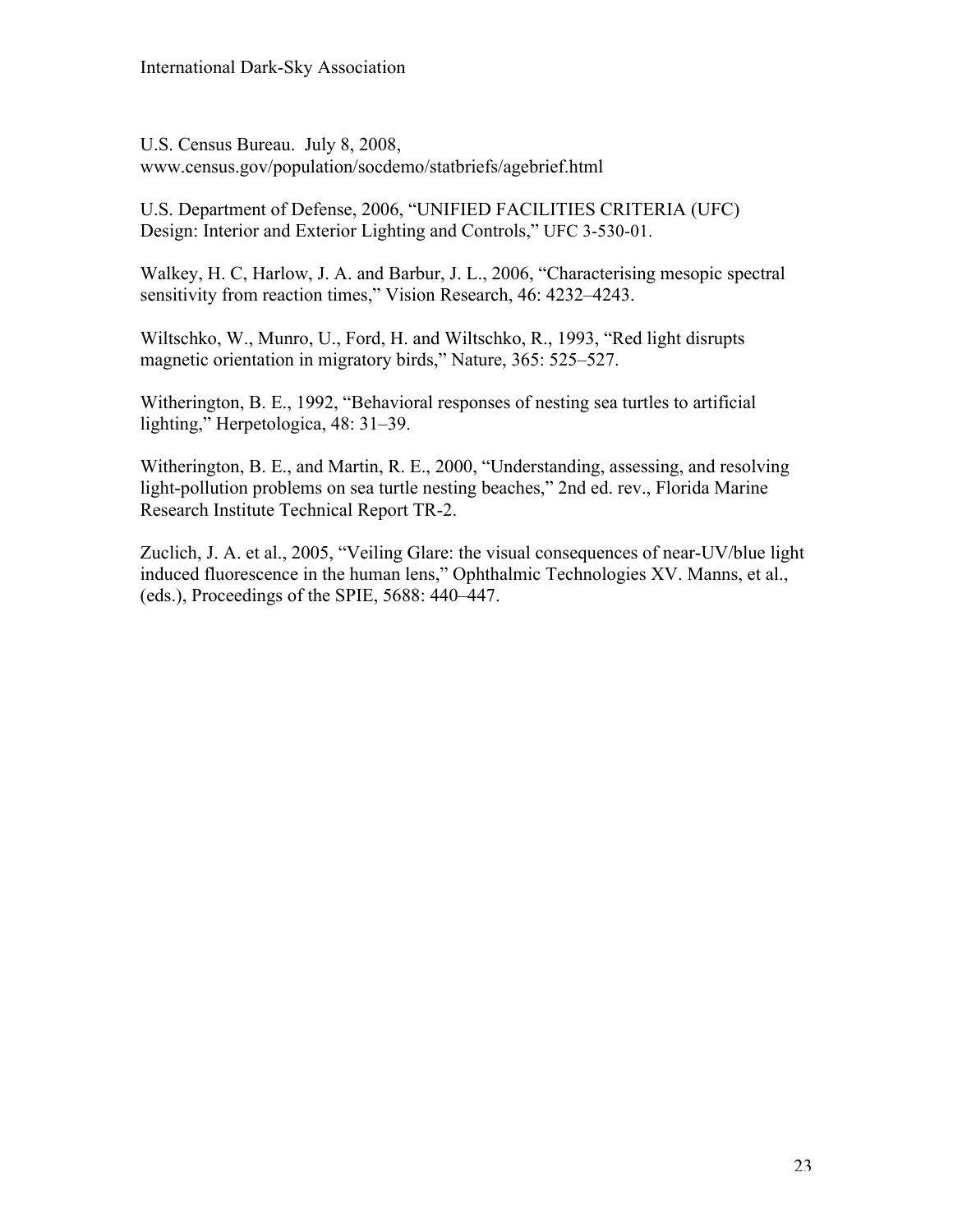U.S. Census Bureau. July 8, 2008, www.census.gov/population/socdemo/statbriefs/agebrief.html

U.S. Department of Defense, 2006, "UNIFIED FACILITIES CRITERIA (UFC) Design: Interior and Exterior Lighting and Controls," UFC 3-530-01.

Walkey, H. C, Harlow, J. A. and Barbur, J. L., 2006, "Characterising mesopic spectral sensitivity from reaction times," Vision Research, 46: 4232–4243.

Wiltschko, W., Munro, U., Ford, H. and Wiltschko, R., 1993, "Red light disrupts magnetic orientation in migratory birds," Nature, 365: 525–527.

Witherington, B. E., 1992, "Behavioral responses of nesting sea turtles to artificial lighting," Herpetologica, 48: 31–39.

Witherington, B. E., and Martin, R. E., 2000, "Understanding, assessing, and resolving light-pollution problems on sea turtle nesting beaches," 2nd ed. rev., Florida Marine Research Institute Technical Report TR-2.

Zuclich, J. A. et al., 2005, "Veiling Glare: the visual consequences of near-UV/blue light induced fluorescence in the human lens," Ophthalmic Technologies XV. Manns, et al., (eds.), Proceedings of the SPIE, 5688: 440–447.